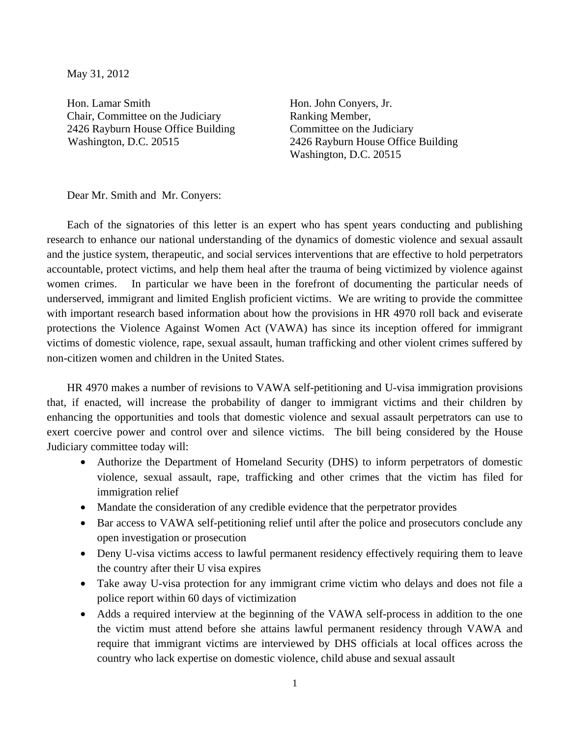May 31, 2012

Hon. Lamar Smith
Chair, Committee on the Judiciary
2426 Rayburn House Office Building
Washington, D.C. 20515

Hon. John Conyers, Jr.
Ranking Member,
Committee on the Judiciary
2426 Rayburn House Office Building
Washington, D.C. 20515

Dear Mr. Smith and Mr. Conyers:

Each of the signatories of this letter is an expert who has spent years conducting and publishing research to enhance our national understanding of the dynamics of domestic violence and sexual assault and the justice system, therapeutic, and social services interventions that are effective to hold perpetrators accountable, protect victims, and help them heal after the trauma of being victimized by violence against women crimes. In particular we have been in the forefront of documenting the particular needs of underserved, immigrant and limited English proficient victims. We are writing to provide the committee with important research based information about how the provisions in HR 4970 roll back and eviserate protections the Violence Against Women Act (VAWA) has since its inception offered for immigrant victims of domestic violence, rape, sexual assault, human trafficking and other violent crimes suffered by non-citizen women and children in the United States.

HR 4970 makes a number of revisions to VAWA self-petitioning and U-visa immigration provisions that, if enacted, will increase the probability of danger to immigrant victims and their children by enhancing the opportunities and tools that domestic violence and sexual assault perpetrators can use to exert coercive power and control over and silence victims. The bill being considered by the House Judiciary committee today will:

- Authorize the Department of Homeland Security (DHS) to inform perpetrators of domestic violence, sexual assault, rape, trafficking and other crimes that the victim has filed for immigration relief
- Mandate the consideration of any credible evidence that the perpetrator provides
- Bar access to VAWA self-petitioning relief until after the police and prosecutors conclude any open investigation or prosecution
- Deny U-visa victims access to lawful permanent residency effectively requiring them to leave the country after their U visa expires
- Take away U-visa protection for any immigrant crime victim who delays and does not file a police report within 60 days of victimization
- Adds a required interview at the beginning of the VAWA self-process in addition to the one the victim must attend before she attains lawful permanent residency through VAWA and require that immigrant victims are interviewed by DHS officials at local offices across the country who lack expertise on domestic violence, child abuse and sexual assault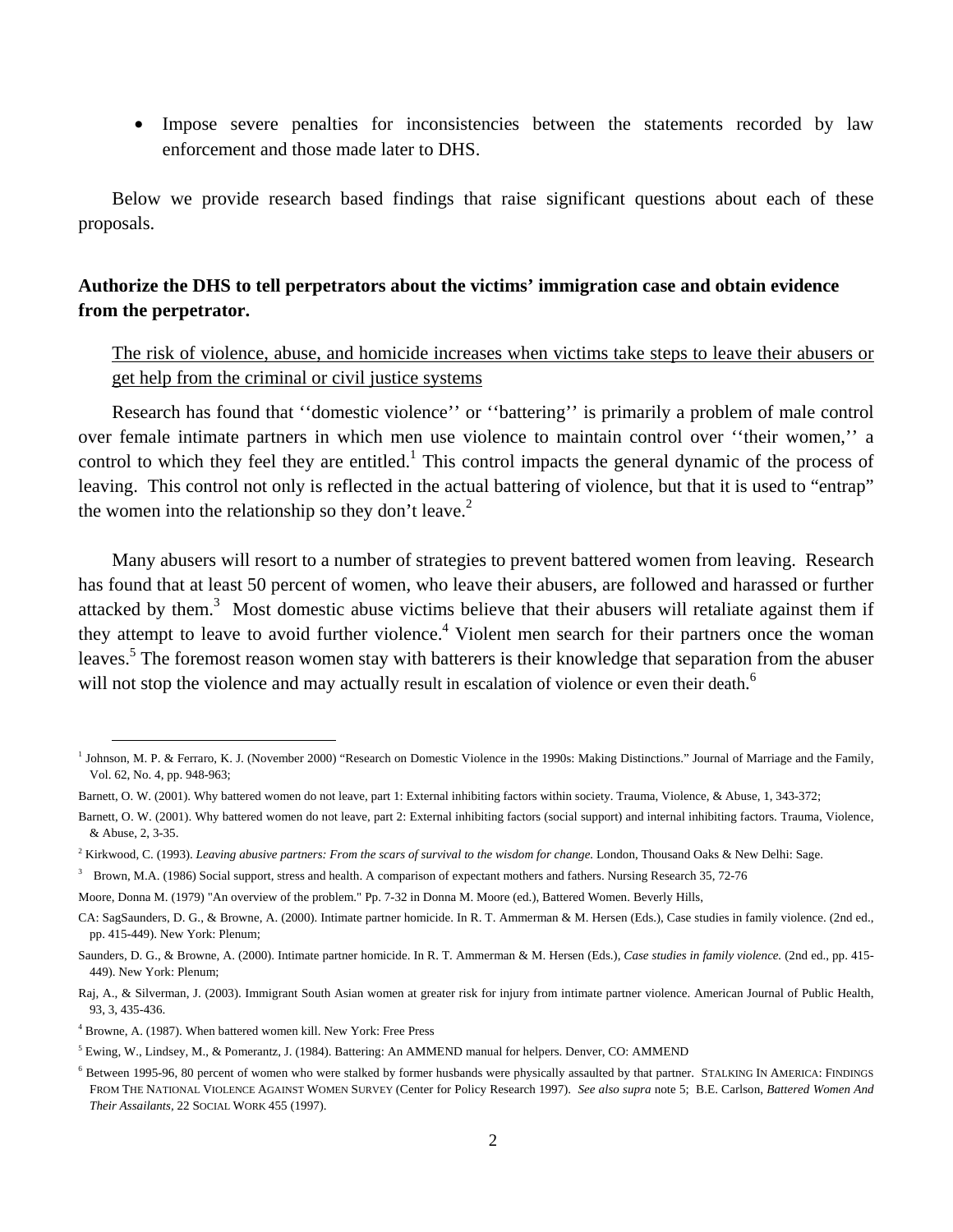- Impose severe penalties for inconsistencies between the statements recorded by law enforcement and those made later to DHS.

Below we provide research based findings that raise significant questions about each of these proposals.

**Authorize the DHS to tell perpetrators about the victims' immigration case and obtain evidence from the perpetrator.**

<u>The risk of violence, abuse, and homicide increases when victims take steps to leave their abusers or get help from the criminal or civil justice systems</u>

Research has found that ''domestic violence'' or ''battering'' is primarily a problem of male control over female intimate partners in which men use violence to maintain control over ''their women,'' a control to which they feel they are entitled.[1] This control impacts the general dynamic of the process of leaving. This control not only is reflected in the actual battering of violence, but that it is used to "entrap" the women into the relationship so they don't leave.[2]

Many abusers will resort to a number of strategies to prevent battered women from leaving. Research has found that at least 50 percent of women, who leave their abusers, are followed and harassed or further attacked by them.[3] Most domestic abuse victims believe that their abusers will retaliate against them if they attempt to leave to avoid further violence.[4] Violent men search for their partners once the woman leaves.[5] The foremost reason women stay with batterers is their knowledge that separation from the abuser will not stop the violence and may actually result in escalation of violence or even their death.[6]

---

[1] Johnson, M. P. & Ferraro, K. J. (November 2000) "Research on Domestic Violence in the 1990s: Making Distinctions." Journal of Marriage and the Family, Vol. 62, No. 4, pp. 948-963;

Barnett, O. W. (2001). Why battered women do not leave, part 1: External inhibiting factors within society. Trauma, Violence, & Abuse, 1, 343-372;

Barnett, O. W. (2001). Why battered women do not leave, part 2: External inhibiting factors (social support) and internal inhibiting factors. Trauma, Violence, & Abuse, 2, 3-35.

[2] Kirkwood, C. (1993). *Leaving abusive partners: From the scars of survival to the wisdom for change.* London, Thousand Oaks & New Delhi: Sage.

[3] Brown, M.A. (1986) Social support, stress and health. A comparison of expectant mothers and fathers. Nursing Research 35, 72-76

Moore, Donna M. (1979) "An overview of the problem." Pp. 7-32 in Donna M. Moore (ed.), Battered Women. Beverly Hills,

CA: SagSaunders, D. G., & Browne, A. (2000). Intimate partner homicide. In R. T. Ammerman & M. Hersen (Eds.), Case studies in family violence. (2nd ed., pp. 415-449). New York: Plenum;

Saunders, D. G., & Browne, A. (2000). Intimate partner homicide. In R. T. Ammerman & M. Hersen (Eds.), *Case studies in family violence.* (2nd ed., pp. 415-449). New York: Plenum;

Raj, A., & Silverman, J. (2003). Immigrant South Asian women at greater risk for injury from intimate partner violence. American Journal of Public Health, 93, 3, 435-436.

[4] Browne, A. (1987). When battered women kill. New York: Free Press

[5] Ewing, W., Lindsey, M., & Pomerantz, J. (1984). Battering: An AMMEND manual for helpers. Denver, CO: AMMEND

[6] Between 1995-96, 80 percent of women who were stalked by former husbands were physically assaulted by that partner. STALKING IN AMERICA: FINDINGS FROM THE NATIONAL VIOLENCE AGAINST WOMEN SURVEY (Center for Policy Research 1997). *See also supra* note 5; B.E. Carlson, *Battered Women And Their Assailants*, 22 SOCIAL WORK 455 (1997).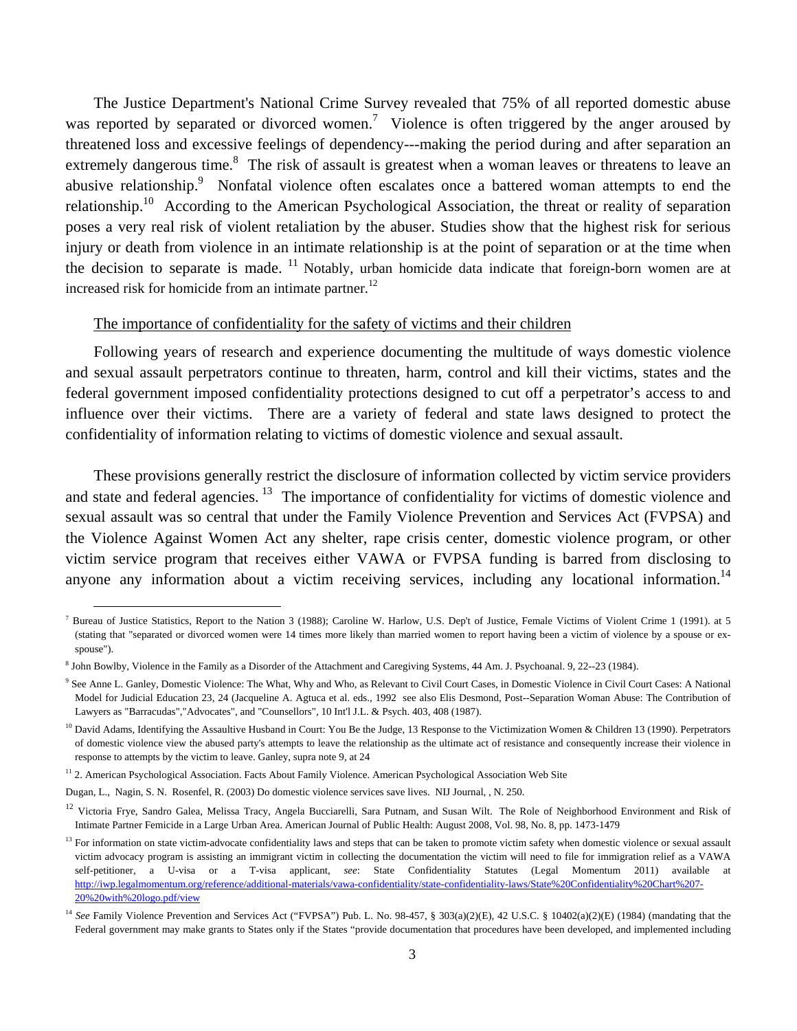The Justice Department's National Crime Survey revealed that 75% of all reported domestic abuse was reported by separated or divorced women.[7] Violence is often triggered by the anger aroused by threatened loss and excessive feelings of dependency---making the period during and after separation an extremely dangerous time.[8] The risk of assault is greatest when a woman leaves or threatens to leave an abusive relationship.[9] Nonfatal violence often escalates once a battered woman attempts to end the relationship.[10] According to the American Psychological Association, the threat or reality of separation poses a very real risk of violent retaliation by the abuser. Studies show that the highest risk for serious injury or death from violence in an intimate relationship is at the point of separation or at the time when the decision to separate is made. [11] Notably, urban homicide data indicate that foreign-born women are at increased risk for homicide from an intimate partner.[12]

<u>The importance of confidentiality for the safety of victims and their children</u>

Following years of research and experience documenting the multitude of ways domestic violence and sexual assault perpetrators continue to threaten, harm, control and kill their victims, states and the federal government imposed confidentiality protections designed to cut off a perpetrator's access to and influence over their victims. There are a variety of federal and state laws designed to protect the confidentiality of information relating to victims of domestic violence and sexual assault.

These provisions generally restrict the disclosure of information collected by victim service providers and state and federal agencies. [13] The importance of confidentiality for victims of domestic violence and sexual assault was so central that under the Family Violence Prevention and Services Act (FVPSA) and the Violence Against Women Act any shelter, rape crisis center, domestic violence program, or other victim service program that receives either VAWA or FVPSA funding is barred from disclosing to anyone any information about a victim receiving services, including any locational information.[14]

---

[7] Bureau of Justice Statistics, Report to the Nation 3 (1988); Caroline W. Harlow, U.S. Dep't of Justice, Female Victims of Violent Crime 1 (1991). at 5 (stating that "separated or divorced women were 14 times more likely than married women to report having been a victim of violence by a spouse or ex-spouse").

[8] John Bowlby, Violence in the Family as a Disorder of the Attachment and Caregiving Systems, 44 Am. J. Psychoanal. 9, 22--23 (1984).

[9] See Anne L. Ganley, Domestic Violence: The What, Why and Who, as Relevant to Civil Court Cases, in Domestic Violence in Civil Court Cases: A National Model for Judicial Education 23, 24 (Jacqueline A. Agtuca et al. eds., 1992 see also Elis Desmond, Post--Separation Woman Abuse: The Contribution of Lawyers as "Barracudas","Advocates", and "Counsellors", 10 Int'l J.L. & Psych. 403, 408 (1987).

[10] David Adams, Identifying the Assaultive Husband in Court: You Be the Judge, 13 Response to the Victimization Women & Children 13 (1990). Perpetrators of domestic violence view the abused party's attempts to leave the relationship as the ultimate act of resistance and consequently increase their violence in response to attempts by the victim to leave. Ganley, supra note 9, at 24

[11] 2. American Psychological Association. Facts About Family Violence. American Psychological Association Web Site

Dugan, L., Nagin, S. N. Rosenfel, R. (2003) Do domestic violence services save lives. NIJ Journal, , N. 250.

[12] Victoria Frye, Sandro Galea, Melissa Tracy, Angela Bucciarelli, Sara Putnam, and Susan Wilt. The Role of Neighborhood Environment and Risk of Intimate Partner Femicide in a Large Urban Area. American Journal of Public Health: August 2008, Vol. 98, No. 8, pp. 1473-1479

[13] For information on state victim-advocate confidentiality laws and steps that can be taken to promote victim safety when domestic violence or sexual assault victim advocacy program is assisting an immigrant victim in collecting the documentation the victim will need to file for immigration relief as a VAWA self-petitioner, a U-visa or a T-visa applicant, *see*: State Confidentiality Statutes (Legal Momentum 2011) available at http://iwp.legalmomentum.org/reference/additional-materials/vawa-confidentiality/state-confidentiality-laws/State%20Confidentiality%20Chart%207-20%20with%20logo.pdf/view

[14] *See* Family Violence Prevention and Services Act ("FVPSA") Pub. L. No. 98-457, § 303(a)(2)(E), 42 U.S.C. § 10402(a)(2)(E) (1984) (mandating that the Federal government may make grants to States only if the States "provide documentation that procedures have been developed, and implemented including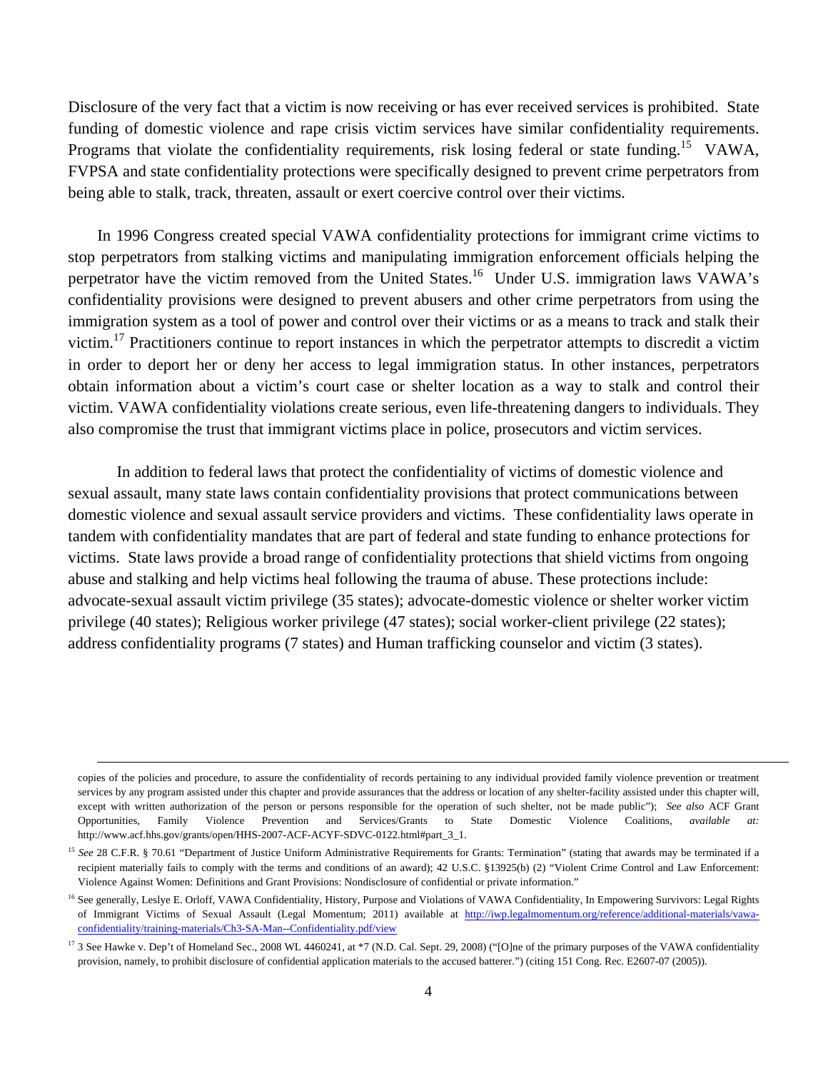Disclosure of the very fact that a victim is now receiving or has ever received services is prohibited. State funding of domestic violence and rape crisis victim services have similar confidentiality requirements. Programs that violate the confidentiality requirements, risk losing federal or state funding.[15] VAWA, FVPSA and state confidentiality protections were specifically designed to prevent crime perpetrators from being able to stalk, track, threaten, assault or exert coercive control over their victims.

In 1996 Congress created special VAWA confidentiality protections for immigrant crime victims to stop perpetrators from stalking victims and manipulating immigration enforcement officials helping the perpetrator have the victim removed from the United States.[16] Under U.S. immigration laws VAWA's confidentiality provisions were designed to prevent abusers and other crime perpetrators from using the immigration system as a tool of power and control over their victims or as a means to track and stalk their victim.[17] Practitioners continue to report instances in which the perpetrator attempts to discredit a victim in order to deport her or deny her access to legal immigration status. In other instances, perpetrators obtain information about a victim's court case or shelter location as a way to stalk and control their victim. VAWA confidentiality violations create serious, even life-threatening dangers to individuals. They also compromise the trust that immigrant victims place in police, prosecutors and victim services.

In addition to federal laws that protect the confidentiality of victims of domestic violence and sexual assault, many state laws contain confidentiality provisions that protect communications between domestic violence and sexual assault service providers and victims. These confidentiality laws operate in tandem with confidentiality mandates that are part of federal and state funding to enhance protections for victims. State laws provide a broad range of confidentiality protections that shield victims from ongoing abuse and stalking and help victims heal following the trauma of abuse. These protections include: advocate-sexual assault victim privilege (35 states); advocate-domestic violence or shelter worker victim privilege (40 states); Religious worker privilege (47 states); social worker-client privilege (22 states); address confidentiality programs (7 states) and Human trafficking counselor and victim (3 states).

---

copies of the policies and procedure, to assure the confidentiality of records pertaining to any individual provided family violence prevention or treatment services by any program assisted under this chapter and provide assurances that the address or location of any shelter-facility assisted under this chapter will, except with written authorization of the person or persons responsible for the operation of such shelter, not be made public"); *See also* ACF Grant Opportunities, Family Violence Prevention and Services/Grants to State Domestic Violence Coalitions, *available at:* http://www.acf.hhs.gov/grants/open/HHS-2007-ACF-ACYF-SDVC-0122.html#part_3_1.

[15] *See* 28 C.F.R. § 70.61 "Department of Justice Uniform Administrative Requirements for Grants: Termination" (stating that awards may be terminated if a recipient materially fails to comply with the terms and conditions of an award); 42 U.S.C. §13925(b) (2) "Violent Crime Control and Law Enforcement: Violence Against Women: Definitions and Grant Provisions: Nondisclosure of confidential or private information."

[16] See generally, Leslye E. Orloff, VAWA Confidentiality, History, Purpose and Violations of VAWA Confidentiality, In Empowering Survivors: Legal Rights of Immigrant Victims of Sexual Assault (Legal Momentum; 2011) available at http://iwp.legalmomentum.org/reference/additional-materials/vawa-confidentiality/training-materials/Ch3-SA-Man--Confidentiality.pdf/view

[17] 3 See Hawke v. Dep't of Homeland Sec., 2008 WL 4460241, at *7 (N.D. Cal. Sept. 29, 2008) ("[O]ne of the primary purposes of the VAWA confidentiality provision, namely, to prohibit disclosure of confidential application materials to the accused batterer.") (citing 151 Cong. Rec. E2607-07 (2005)).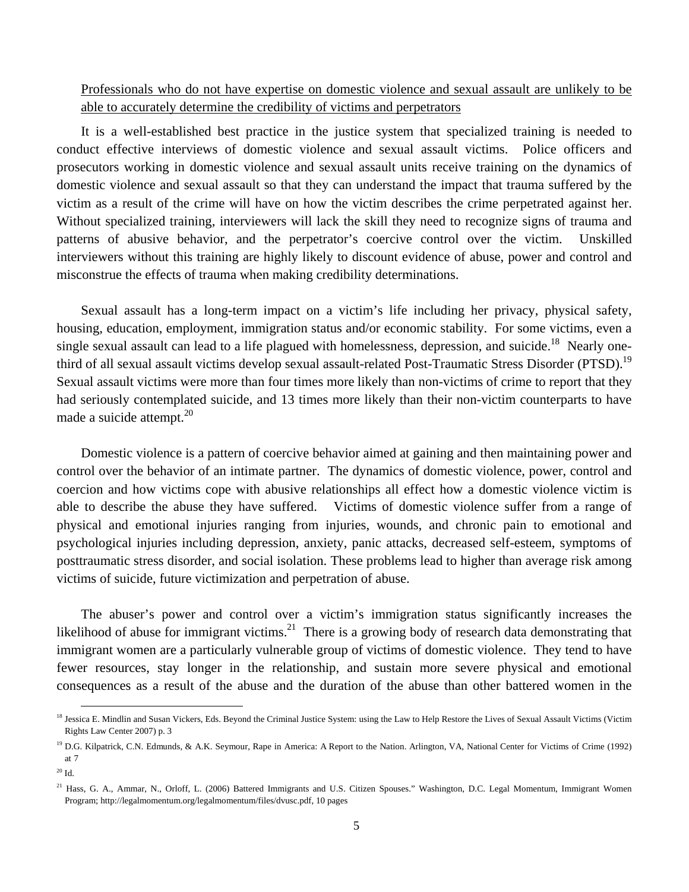<u>Professionals who do not have expertise on domestic violence and sexual assault are unlikely to be able to accurately determine the credibility of victims and perpetrators</u>

It is a well-established best practice in the justice system that specialized training is needed to conduct effective interviews of domestic violence and sexual assault victims. Police officers and prosecutors working in domestic violence and sexual assault units receive training on the dynamics of domestic violence and sexual assault so that they can understand the impact that trauma suffered by the victim as a result of the crime will have on how the victim describes the crime perpetrated against her. Without specialized training, interviewers will lack the skill they need to recognize signs of trauma and patterns of abusive behavior, and the perpetrator's coercive control over the victim. Unskilled interviewers without this training are highly likely to discount evidence of abuse, power and control and misconstrue the effects of trauma when making credibility determinations.

Sexual assault has a long-term impact on a victim's life including her privacy, physical safety, housing, education, employment, immigration status and/or economic stability. For some victims, even a single sexual assault can lead to a life plagued with homelessness, depression, and suicide.[18] Nearly one-third of all sexual assault victims develop sexual assault-related Post-Traumatic Stress Disorder (PTSD).[19] Sexual assault victims were more than four times more likely than non-victims of crime to report that they had seriously contemplated suicide, and 13 times more likely than their non-victim counterparts to have made a suicide attempt.[20]

Domestic violence is a pattern of coercive behavior aimed at gaining and then maintaining power and control over the behavior of an intimate partner. The dynamics of domestic violence, power, control and coercion and how victims cope with abusive relationships all effect how a domestic violence victim is able to describe the abuse they have suffered. Victims of domestic violence suffer from a range of physical and emotional injuries ranging from injuries, wounds, and chronic pain to emotional and psychological injuries including depression, anxiety, panic attacks, decreased self-esteem, symptoms of posttraumatic stress disorder, and social isolation. These problems lead to higher than average risk among victims of suicide, future victimization and perpetration of abuse.

The abuser's power and control over a victim's immigration status significantly increases the likelihood of abuse for immigrant victims.[21] There is a growing body of research data demonstrating that immigrant women are a particularly vulnerable group of victims of domestic violence. They tend to have fewer resources, stay longer in the relationship, and sustain more severe physical and emotional consequences as a result of the abuse and the duration of the abuse than other battered women in the

---

[18] Jessica E. Mindlin and Susan Vickers, Eds. Beyond the Criminal Justice System: using the Law to Help Restore the Lives of Sexual Assault Victims (Victim Rights Law Center 2007) p. 3

[19] D.G. Kilpatrick, C.N. Edmunds, & A.K. Seymour, Rape in America: A Report to the Nation. Arlington, VA, National Center for Victims of Crime (1992) at 7

[20] Id.

[21] Hass, G. A., Ammar, N., Orloff, L. (2006) Battered Immigrants and U.S. Citizen Spouses." Washington, D.C. Legal Momentum, Immigrant Women Program; http://legalmomentum.org/legalmomentum/files/dvusc.pdf, 10 pages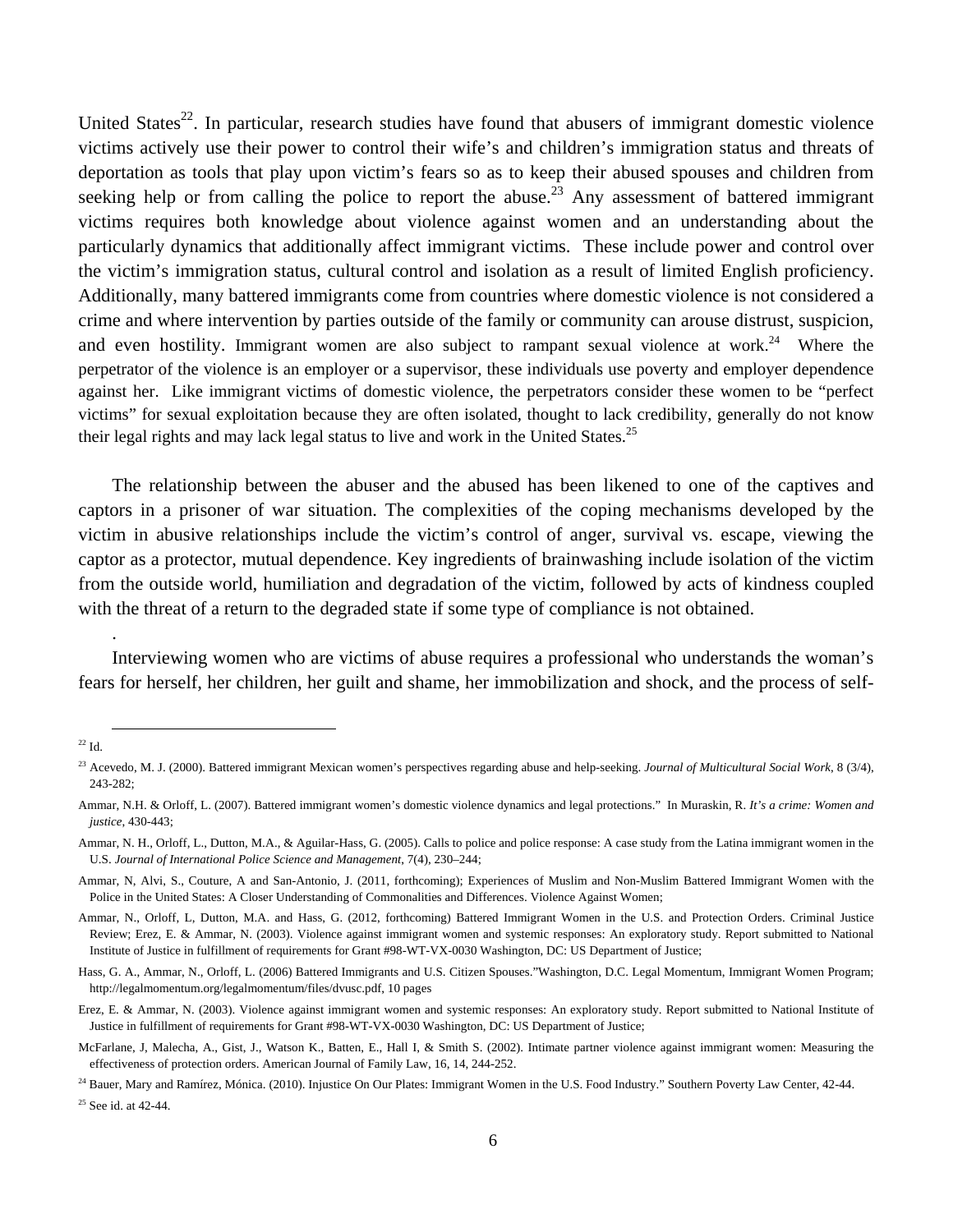United States[22]. In particular, research studies have found that abusers of immigrant domestic violence victims actively use their power to control their wife's and children's immigration status and threats of deportation as tools that play upon victim's fears so as to keep their abused spouses and children from seeking help or from calling the police to report the abuse.[23] Any assessment of battered immigrant victims requires both knowledge about violence against women and an understanding about the particularly dynamics that additionally affect immigrant victims. These include power and control over the victim's immigration status, cultural control and isolation as a result of limited English proficiency. Additionally, many battered immigrants come from countries where domestic violence is not considered a crime and where intervention by parties outside of the family or community can arouse distrust, suspicion, and even hostility. Immigrant women are also subject to rampant sexual violence at work.[24] Where the perpetrator of the violence is an employer or a supervisor, these individuals use poverty and employer dependence against her. Like immigrant victims of domestic violence, the perpetrators consider these women to be "perfect victims" for sexual exploitation because they are often isolated, thought to lack credibility, generally do not know their legal rights and may lack legal status to live and work in the United States.[25]

The relationship between the abuser and the abused has been likened to one of the captives and captors in a prisoner of war situation. The complexities of the coping mechanisms developed by the victim in abusive relationships include the victim's control of anger, survival vs. escape, viewing the captor as a protector, mutual dependence. Key ingredients of brainwashing include isolation of the victim from the outside world, humiliation and degradation of the victim, followed by acts of kindness coupled with the threat of a return to the degraded state if some type of compliance is not obtained.

.

Interviewing women who are victims of abuse requires a professional who understands the woman's fears for herself, her children, her guilt and shame, her immobilization and shock, and the process of self-

---

[22] Id.

[23] Acevedo, M. J. (2000). Battered immigrant Mexican women's perspectives regarding abuse and help-seeking. *Journal of Multicultural Social Work*, 8 (3/4), 243-282;

Ammar, N.H. & Orloff, L. (2007). Battered immigrant women's domestic violence dynamics and legal protections." In Muraskin, R. *It's a crime: Women and justice*, 430-443;

Ammar, N. H., Orloff, L., Dutton, M.A., & Aguilar-Hass, G. (2005). Calls to police and police response: A case study from the Latina immigrant women in the U.S. *Journal of International Police Science and Management*, 7(4), 230–244;

Ammar, N, Alvi, S., Couture, A and San-Antonio, J. (2011, forthcoming); Experiences of Muslim and Non-Muslim Battered Immigrant Women with the Police in the United States: A Closer Understanding of Commonalities and Differences. Violence Against Women;

Ammar, N., Orloff, L, Dutton, M.A. and Hass, G. (2012, forthcoming) Battered Immigrant Women in the U.S. and Protection Orders. Criminal Justice Review; Erez, E. & Ammar, N. (2003). Violence against immigrant women and systemic responses: An exploratory study. Report submitted to National Institute of Justice in fulfillment of requirements for Grant #98-WT-VX-0030 Washington, DC: US Department of Justice;

Hass, G. A., Ammar, N., Orloff, L. (2006) Battered Immigrants and U.S. Citizen Spouses."Washington, D.C. Legal Momentum, Immigrant Women Program; http://legalmomentum.org/legalmomentum/files/dvusc.pdf, 10 pages

Erez, E. & Ammar, N. (2003). Violence against immigrant women and systemic responses: An exploratory study. Report submitted to National Institute of Justice in fulfillment of requirements for Grant #98-WT-VX-0030 Washington, DC: US Department of Justice;

McFarlane, J, Malecha, A., Gist, J., Watson K., Batten, E., Hall I, & Smith S. (2002). Intimate partner violence against immigrant women: Measuring the effectiveness of protection orders. American Journal of Family Law, 16, 14, 244-252.

[24] Bauer, Mary and Ramírez, Mónica. (2010). Injustice On Our Plates: Immigrant Women in the U.S. Food Industry." Southern Poverty Law Center, 42-44.

[25] See id. at 42-44.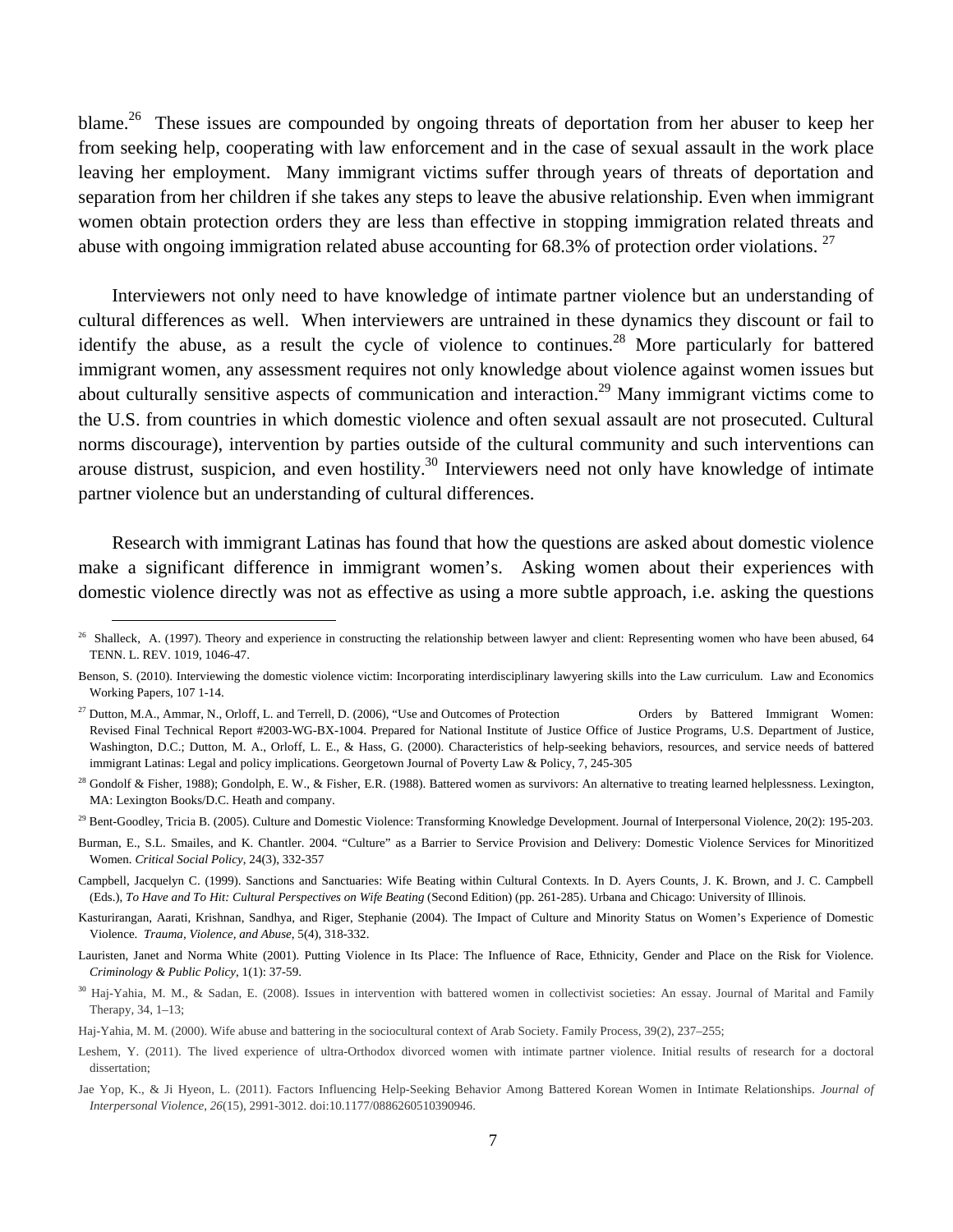blame.[26] These issues are compounded by ongoing threats of deportation from her abuser to keep her from seeking help, cooperating with law enforcement and in the case of sexual assault in the work place leaving her employment. Many immigrant victims suffer through years of threats of deportation and separation from her children if she takes any steps to leave the abusive relationship. Even when immigrant women obtain protection orders they are less than effective in stopping immigration related threats and abuse with ongoing immigration related abuse accounting for 68.3% of protection order violations. [27]

Interviewers not only need to have knowledge of intimate partner violence but an understanding of cultural differences as well. When interviewers are untrained in these dynamics they discount or fail to identify the abuse, as a result the cycle of violence to continues.[28] More particularly for battered immigrant women, any assessment requires not only knowledge about violence against women issues but about culturally sensitive aspects of communication and interaction.[29] Many immigrant victims come to the U.S. from countries in which domestic violence and often sexual assault are not prosecuted. Cultural norms discourage), intervention by parties outside of the cultural community and such interventions can arouse distrust, suspicion, and even hostility.[30] Interviewers need not only have knowledge of intimate partner violence but an understanding of cultural differences.

Research with immigrant Latinas has found that how the questions are asked about domestic violence make a significant difference in immigrant women's. Asking women about their experiences with domestic violence directly was not as effective as using a more subtle approach, i.e. asking the questions

---

[26] Shalleck, A. (1997). Theory and experience in constructing the relationship between lawyer and client: Representing women who have been abused, 64 TENN. L. REV. 1019, 1046-47.

Benson, S. (2010). Interviewing the domestic violence victim: Incorporating interdisciplinary lawyering skills into the Law curriculum. Law and Economics Working Papers, 107 1-14.

[27] Dutton, M.A., Ammar, N., Orloff, L. and Terrell, D. (2006), "Use and Outcomes of Protection Orders by Battered Immigrant Women: Revised Final Technical Report #2003-WG-BX-1004. Prepared for National Institute of Justice Office of Justice Programs, U.S. Department of Justice, Washington, D.C.; Dutton, M. A., Orloff, L. E., & Hass, G. (2000). Characteristics of help-seeking behaviors, resources, and service needs of battered immigrant Latinas: Legal and policy implications. Georgetown Journal of Poverty Law & Policy, 7, 245-305

[28] Gondolf & Fisher, 1988); Gondolph, E. W., & Fisher, E.R. (1988). Battered women as survivors: An alternative to treating learned helplessness. Lexington, MA: Lexington Books/D.C. Heath and company.

[29] Bent-Goodley, Tricia B. (2005). Culture and Domestic Violence: Transforming Knowledge Development. Journal of Interpersonal Violence, 20(2): 195-203.

Burman, E., S.L. Smailes, and K. Chantler. 2004. "Culture" as a Barrier to Service Provision and Delivery: Domestic Violence Services for Minoritized Women. *Critical Social Policy*, 24(3), 332-357

Campbell, Jacquelyn C. (1999). Sanctions and Sanctuaries: Wife Beating within Cultural Contexts. In D. Ayers Counts, J. K. Brown, and J. C. Campbell (Eds.), *To Have and To Hit: Cultural Perspectives on Wife Beating* (Second Edition) (pp. 261-285). Urbana and Chicago: University of Illinois.

Kasturirangan, Aarati, Krishnan, Sandhya, and Riger, Stephanie (2004). The Impact of Culture and Minority Status on Women's Experience of Domestic Violence. *Trauma, Violence, and Abuse*, 5(4), 318-332.

Lauristen, Janet and Norma White (2001). Putting Violence in Its Place: The Influence of Race, Ethnicity, Gender and Place on the Risk for Violence. *Criminology & Public Policy*, 1(1): 37-59.

[30] Haj-Yahia, M. M., & Sadan, E. (2008). Issues in intervention with battered women in collectivist societies: An essay. Journal of Marital and Family Therapy, 34, 1–13;

Haj-Yahia, M. M. (2000). Wife abuse and battering in the sociocultural context of Arab Society. Family Process, 39(2), 237–255;

Leshem, Y. (2011). The lived experience of ultra-Orthodox divorced women with intimate partner violence. Initial results of research for a doctoral dissertation;

Jae Yop, K., & Ji Hyeon, L. (2011). Factors Influencing Help-Seeking Behavior Among Battered Korean Women in Intimate Relationships. *Journal of Interpersonal Violence*, *26*(15), 2991-3012. doi:10.1177/0886260510390946.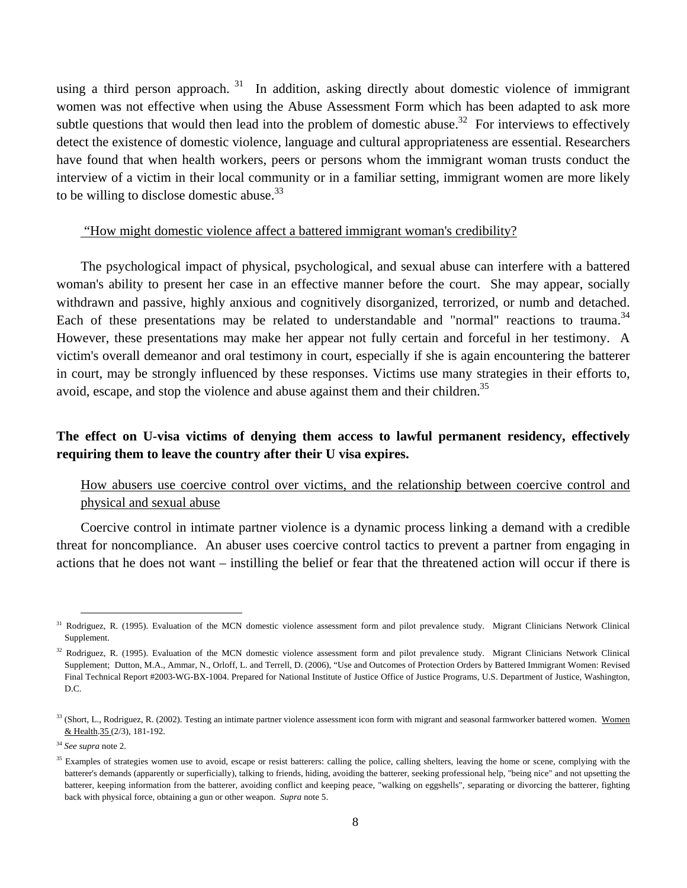using a third person approach. [31] In addition, asking directly about domestic violence of immigrant women was not effective when using the Abuse Assessment Form which has been adapted to ask more subtle questions that would then lead into the problem of domestic abuse.[32] For interviews to effectively detect the existence of domestic violence, language and cultural appropriateness are essential. Researchers have found that when health workers, peers or persons whom the immigrant woman trusts conduct the interview of a victim in their local community or in a familiar setting, immigrant women are more likely to be willing to disclose domestic abuse.[33]

"How might domestic violence affect a battered immigrant woman's credibility?

The psychological impact of physical, psychological, and sexual abuse can interfere with a battered woman's ability to present her case in an effective manner before the court. She may appear, socially withdrawn and passive, highly anxious and cognitively disorganized, terrorized, or numb and detached. Each of these presentations may be related to understandable and "normal" reactions to trauma.[34] However, these presentations may make her appear not fully certain and forceful in her testimony. A victim's overall demeanor and oral testimony in court, especially if she is again encountering the batterer in court, may be strongly influenced by these responses. Victims use many strategies in their efforts to, avoid, escape, and stop the violence and abuse against them and their children.[35]

**The effect on U-visa victims of denying them access to lawful permanent residency, effectively requiring them to leave the country after their U visa expires.**

How abusers use coercive control over victims, and the relationship between coercive control and physical and sexual abuse

Coercive control in intimate partner violence is a dynamic process linking a demand with a credible threat for noncompliance. An abuser uses coercive control tactics to prevent a partner from engaging in actions that he does not want – instilling the belief or fear that the threatened action will occur if there is

---

[31] Rodriguez, R. (1995). Evaluation of the MCN domestic violence assessment form and pilot prevalence study. Migrant Clinicians Network Clinical Supplement.

[32] Rodriguez, R. (1995). Evaluation of the MCN domestic violence assessment form and pilot prevalence study. Migrant Clinicians Network Clinical Supplement; Dutton, M.A., Ammar, N., Orloff, L. and Terrell, D. (2006), "Use and Outcomes of Protection Orders by Battered Immigrant Women: Revised Final Technical Report #2003-WG-BX-1004. Prepared for National Institute of Justice Office of Justice Programs, U.S. Department of Justice, Washington, D.C.

[33] (Short, L., Rodriguez, R. (2002). Testing an intimate partner violence assessment icon form with migrant and seasonal farmworker battered women. Women & Health.35 (2/3), 181-192.

[34] *See supra* note 2.

[35] Examples of strategies women use to avoid, escape or resist batterers: calling the police, calling shelters, leaving the home or scene, complying with the batterer's demands (apparently or superficially), talking to friends, hiding, avoiding the batterer, seeking professional help, "being nice" and not upsetting the batterer, keeping information from the batterer, avoiding conflict and keeping peace, "walking on eggshells", separating or divorcing the batterer, fighting back with physical force, obtaining a gun or other weapon. *Supra* note 5.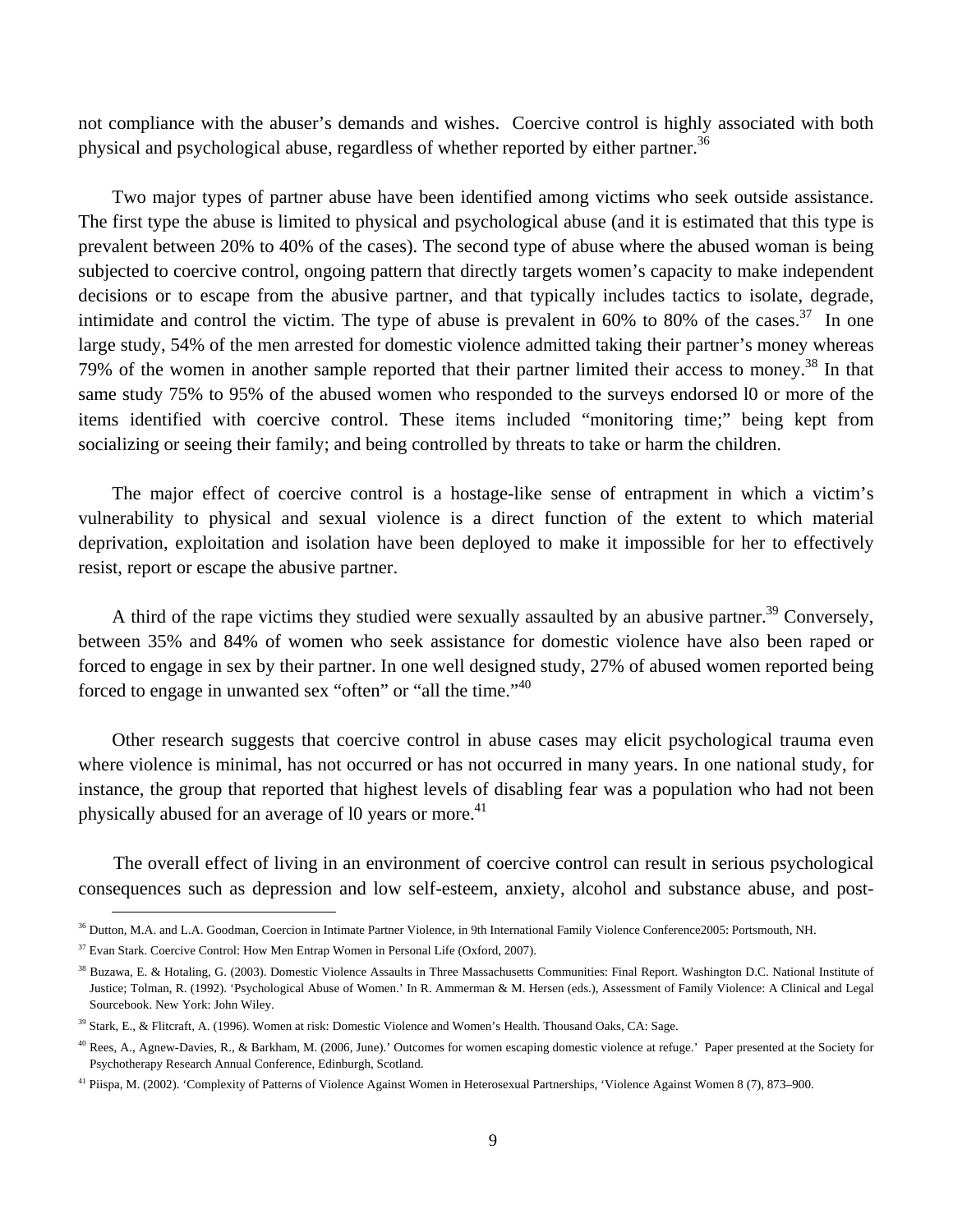not compliance with the abuser's demands and wishes. Coercive control is highly associated with both physical and psychological abuse, regardless of whether reported by either partner.[36]

Two major types of partner abuse have been identified among victims who seek outside assistance. The first type the abuse is limited to physical and psychological abuse (and it is estimated that this type is prevalent between 20% to 40% of the cases). The second type of abuse where the abused woman is being subjected to coercive control, ongoing pattern that directly targets women's capacity to make independent decisions or to escape from the abusive partner, and that typically includes tactics to isolate, degrade, intimidate and control the victim. The type of abuse is prevalent in 60% to 80% of the cases.[37] In one large study, 54% of the men arrested for domestic violence admitted taking their partner's money whereas 79% of the women in another sample reported that their partner limited their access to money.[38] In that same study 75% to 95% of the abused women who responded to the surveys endorsed l0 or more of the items identified with coercive control. These items included "monitoring time;" being kept from socializing or seeing their family; and being controlled by threats to take or harm the children.

The major effect of coercive control is a hostage-like sense of entrapment in which a victim's vulnerability to physical and sexual violence is a direct function of the extent to which material deprivation, exploitation and isolation have been deployed to make it impossible for her to effectively resist, report or escape the abusive partner.

A third of the rape victims they studied were sexually assaulted by an abusive partner.[39] Conversely, between 35% and 84% of women who seek assistance for domestic violence have also been raped or forced to engage in sex by their partner. In one well designed study, 27% of abused women reported being forced to engage in unwanted sex "often" or "all the time."[40]

Other research suggests that coercive control in abuse cases may elicit psychological trauma even where violence is minimal, has not occurred or has not occurred in many years. In one national study, for instance, the group that reported that highest levels of disabling fear was a population who had not been physically abused for an average of l0 years or more.[41]

The overall effect of living in an environment of coercive control can result in serious psychological consequences such as depression and low self-esteem, anxiety, alcohol and substance abuse, and post-

---

[36] Dutton, M.A. and L.A. Goodman, Coercion in Intimate Partner Violence, in 9th International Family Violence Conference2005: Portsmouth, NH.

[37] Evan Stark. Coercive Control: How Men Entrap Women in Personal Life (Oxford, 2007).

[38] Buzawa, E. & Hotaling, G. (2003). Domestic Violence Assaults in Three Massachusetts Communities: Final Report. Washington D.C. National Institute of Justice; Tolman, R. (1992). 'Psychological Abuse of Women.' In R. Ammerman & M. Hersen (eds.), Assessment of Family Violence: A Clinical and Legal Sourcebook. New York: John Wiley.

[39] Stark, E., & Flitcraft, A. (1996). Women at risk: Domestic Violence and Women's Health. Thousand Oaks, CA: Sage.

[40] Rees, A., Agnew-Davies, R., & Barkham, M. (2006, June).' Outcomes for women escaping domestic violence at refuge.' Paper presented at the Society for Psychotherapy Research Annual Conference, Edinburgh, Scotland.

[41] Piispa, M. (2002). 'Complexity of Patterns of Violence Against Women in Heterosexual Partnerships, 'Violence Against Women 8 (7), 873–900.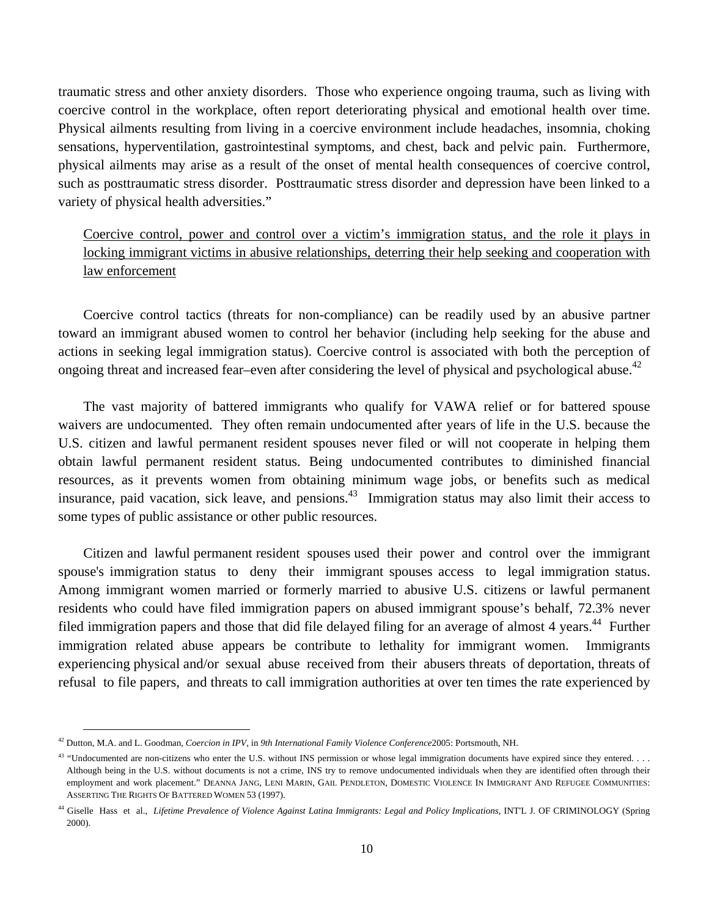traumatic stress and other anxiety disorders. Those who experience ongoing trauma, such as living with coercive control in the workplace, often report deteriorating physical and emotional health over time. Physical ailments resulting from living in a coercive environment include headaches, insomnia, choking sensations, hyperventilation, gastrointestinal symptoms, and chest, back and pelvic pain. Furthermore, physical ailments may arise as a result of the onset of mental health consequences of coercive control, such as posttraumatic stress disorder. Posttraumatic stress disorder and depression have been linked to a variety of physical health adversities."

<u>Coercive control, power and control over a victim's immigration status, and the role it plays in locking immigrant victims in abusive relationships, deterring their help seeking and cooperation with law enforcement</u>

Coercive control tactics (threats for non-compliance) can be readily used by an abusive partner toward an immigrant abused women to control her behavior (including help seeking for the abuse and actions in seeking legal immigration status). Coercive control is associated with both the perception of ongoing threat and increased fear–even after considering the level of physical and psychological abuse.[42]

The vast majority of battered immigrants who qualify for VAWA relief or for battered spouse waivers are undocumented. They often remain undocumented after years of life in the U.S. because the U.S. citizen and lawful permanent resident spouses never filed or will not cooperate in helping them obtain lawful permanent resident status. Being undocumented contributes to diminished financial resources, as it prevents women from obtaining minimum wage jobs, or benefits such as medical insurance, paid vacation, sick leave, and pensions.[43] Immigration status may also limit their access to some types of public assistance or other public resources.

Citizen and lawful permanent resident spouses used their power and control over the immigrant spouse's immigration status to deny their immigrant spouses access to legal immigration status. Among immigrant women married or formerly married to abusive U.S. citizens or lawful permanent residents who could have filed immigration papers on abused immigrant spouse's behalf, 72.3% never filed immigration papers and those that did file delayed filing for an average of almost 4 years.[44] Further immigration related abuse appears be contribute to lethality for immigrant women. Immigrants experiencing physical and/or sexual abuse received from their abusers threats of deportation, threats of refusal to file papers, and threats to call immigration authorities at over ten times the rate experienced by

---

[42] Dutton, M.A. and L. Goodman, *Coercion in IPV*, in *9th International Family Violence Conference*2005: Portsmouth, NH.

[43] "Undocumented are non-citizens who enter the U.S. without INS permission or whose legal immigration documents have expired since they entered. . . . Although being in the U.S. without documents is not a crime, INS try to remove undocumented individuals when they are identified often through their employment and work placement." DEANNA JANG, LENI MARIN, GAIL PENDLETON, DOMESTIC VIOLENCE IN IMMIGRANT AND REFUGEE COMMUNITIES: ASSERTING THE RIGHTS OF BATTERED WOMEN 53 (1997).

[44] Giselle Hass et al., *Lifetime Prevalence of Violence Against Latina Immigrants: Legal and Policy Implications*, INT'L J. OF CRIMINOLOGY (Spring 2000).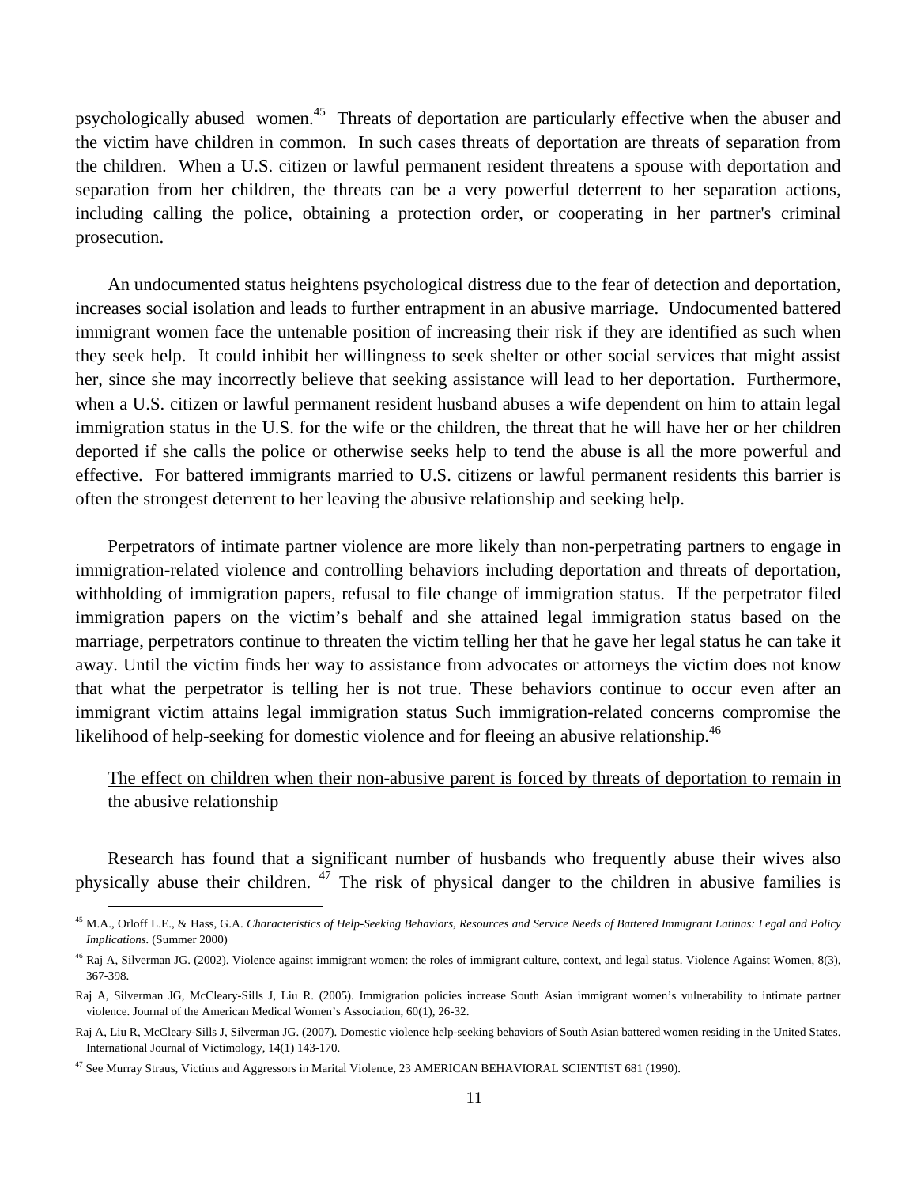psychologically abused women.[45] Threats of deportation are particularly effective when the abuser and the victim have children in common. In such cases threats of deportation are threats of separation from the children. When a U.S. citizen or lawful permanent resident threatens a spouse with deportation and separation from her children, the threats can be a very powerful deterrent to her separation actions, including calling the police, obtaining a protection order, or cooperating in her partner's criminal prosecution.

An undocumented status heightens psychological distress due to the fear of detection and deportation, increases social isolation and leads to further entrapment in an abusive marriage. Undocumented battered immigrant women face the untenable position of increasing their risk if they are identified as such when they seek help. It could inhibit her willingness to seek shelter or other social services that might assist her, since she may incorrectly believe that seeking assistance will lead to her deportation. Furthermore, when a U.S. citizen or lawful permanent resident husband abuses a wife dependent on him to attain legal immigration status in the U.S. for the wife or the children, the threat that he will have her or her children deported if she calls the police or otherwise seeks help to tend the abuse is all the more powerful and effective. For battered immigrants married to U.S. citizens or lawful permanent residents this barrier is often the strongest deterrent to her leaving the abusive relationship and seeking help.

Perpetrators of intimate partner violence are more likely than non-perpetrating partners to engage in immigration-related violence and controlling behaviors including deportation and threats of deportation, withholding of immigration papers, refusal to file change of immigration status. If the perpetrator filed immigration papers on the victim's behalf and she attained legal immigration status based on the marriage, perpetrators continue to threaten the victim telling her that he gave her legal status he can take it away. Until the victim finds her way to assistance from advocates or attorneys the victim does not know that what the perpetrator is telling her is not true. These behaviors continue to occur even after an immigrant victim attains legal immigration status Such immigration-related concerns compromise the likelihood of help-seeking for domestic violence and for fleeing an abusive relationship.[46]

<u>The effect on children when their non-abusive parent is forced by threats of deportation to remain in the abusive relationship</u>

Research has found that a significant number of husbands who frequently abuse their wives also physically abuse their children. [47] The risk of physical danger to the children in abusive families is

---

[45] M.A., Orloff L.E., & Hass, G.A. *Characteristics of Help-Seeking Behaviors, Resources and Service Needs of Battered Immigrant Latinas: Legal and Policy Implications.* (Summer 2000)

[46] Raj A, Silverman JG. (2002). Violence against immigrant women: the roles of immigrant culture, context, and legal status. Violence Against Women, 8(3), 367-398.

Raj A, Silverman JG, McCleary-Sills J, Liu R. (2005). Immigration policies increase South Asian immigrant women's vulnerability to intimate partner violence. Journal of the American Medical Women's Association, 60(1), 26-32.

Raj A, Liu R, McCleary-Sills J, Silverman JG. (2007). Domestic violence help-seeking behaviors of South Asian battered women residing in the United States. International Journal of Victimology, 14(1) 143-170.

[47] See Murray Straus, Victims and Aggressors in Marital Violence, 23 AMERICAN BEHAVIORAL SCIENTIST 681 (1990).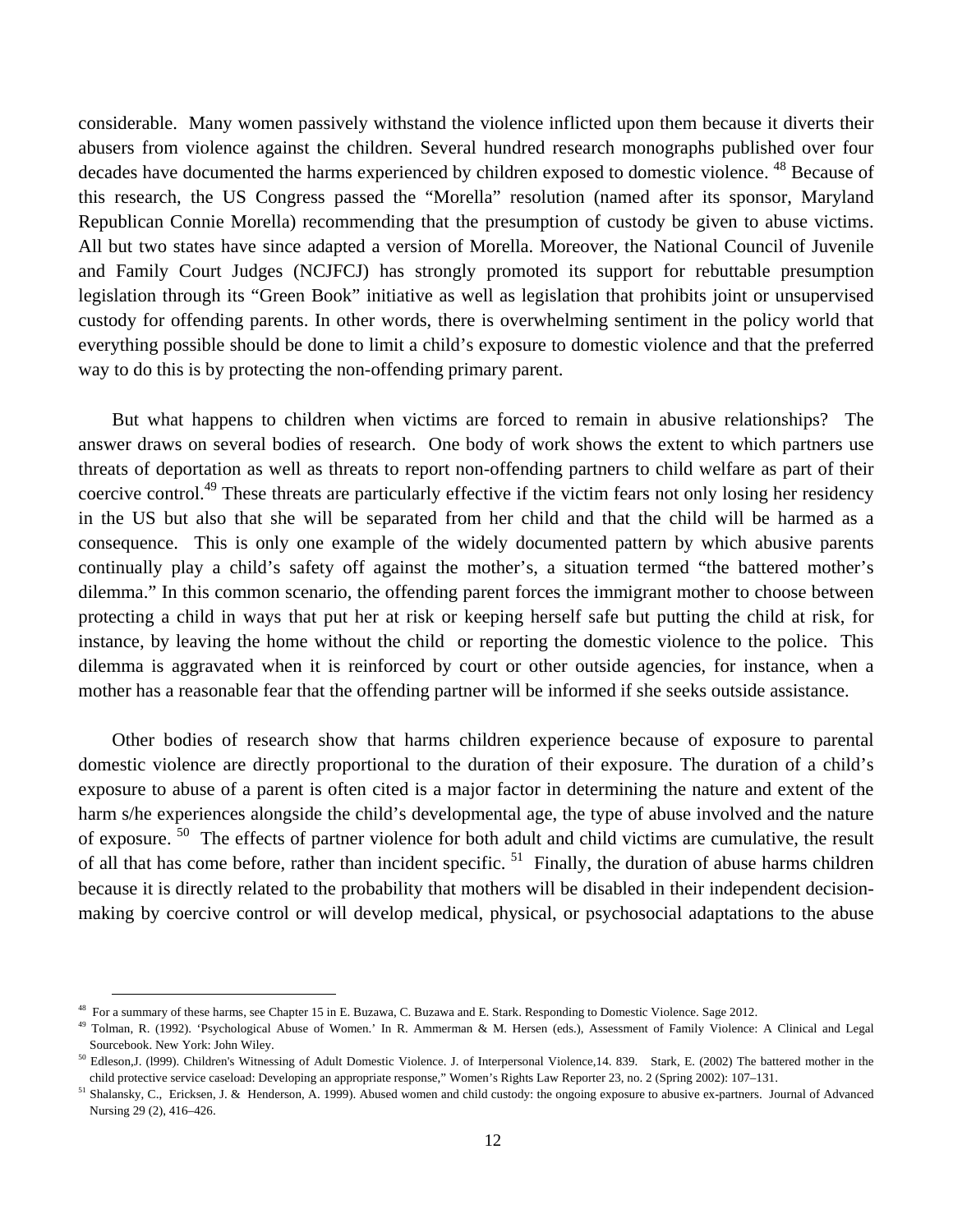considerable. Many women passively withstand the violence inflicted upon them because it diverts their abusers from violence against the children. Several hundred research monographs published over four decades have documented the harms experienced by children exposed to domestic violence. [48] Because of this research, the US Congress passed the "Morella" resolution (named after its sponsor, Maryland Republican Connie Morella) recommending that the presumption of custody be given to abuse victims. All but two states have since adapted a version of Morella. Moreover, the National Council of Juvenile and Family Court Judges (NCJFCJ) has strongly promoted its support for rebuttable presumption legislation through its "Green Book" initiative as well as legislation that prohibits joint or unsupervised custody for offending parents. In other words, there is overwhelming sentiment in the policy world that everything possible should be done to limit a child's exposure to domestic violence and that the preferred way to do this is by protecting the non-offending primary parent.

But what happens to children when victims are forced to remain in abusive relationships? The answer draws on several bodies of research. One body of work shows the extent to which partners use threats of deportation as well as threats to report non-offending partners to child welfare as part of their coercive control.[49] These threats are particularly effective if the victim fears not only losing her residency in the US but also that she will be separated from her child and that the child will be harmed as a consequence. This is only one example of the widely documented pattern by which abusive parents continually play a child's safety off against the mother's, a situation termed "the battered mother's dilemma." In this common scenario, the offending parent forces the immigrant mother to choose between protecting a child in ways that put her at risk or keeping herself safe but putting the child at risk, for instance, by leaving the home without the child or reporting the domestic violence to the police. This dilemma is aggravated when it is reinforced by court or other outside agencies, for instance, when a mother has a reasonable fear that the offending partner will be informed if she seeks outside assistance.

Other bodies of research show that harms children experience because of exposure to parental domestic violence are directly proportional to the duration of their exposure. The duration of a child's exposure to abuse of a parent is often cited is a major factor in determining the nature and extent of the harm s/he experiences alongside the child's developmental age, the type of abuse involved and the nature of exposure. [50] The effects of partner violence for both adult and child victims are cumulative, the result of all that has come before, rather than incident specific. [51] Finally, the duration of abuse harms children because it is directly related to the probability that mothers will be disabled in their independent decision-making by coercive control or will develop medical, physical, or psychosocial adaptations to the abuse

---

[48] For a summary of these harms, see Chapter 15 in E. Buzawa, C. Buzawa and E. Stark. Responding to Domestic Violence. Sage 2012.

[49] Tolman, R. (1992). 'Psychological Abuse of Women.' In R. Ammerman & M. Hersen (eds.), Assessment of Family Violence: A Clinical and Legal Sourcebook. New York: John Wiley.

[50] Edleson,J. (l999). Children's Witnessing of Adult Domestic Violence. J. of Interpersonal Violence,14. 839. Stark, E. (2002) The battered mother in the child protective service caseload: Developing an appropriate response," Women's Rights Law Reporter 23, no. 2 (Spring 2002): 107–131.

[51] Shalansky, C., Ericksen, J. & Henderson, A. 1999). Abused women and child custody: the ongoing exposure to abusive ex-partners. Journal of Advanced Nursing 29 (2), 416–426.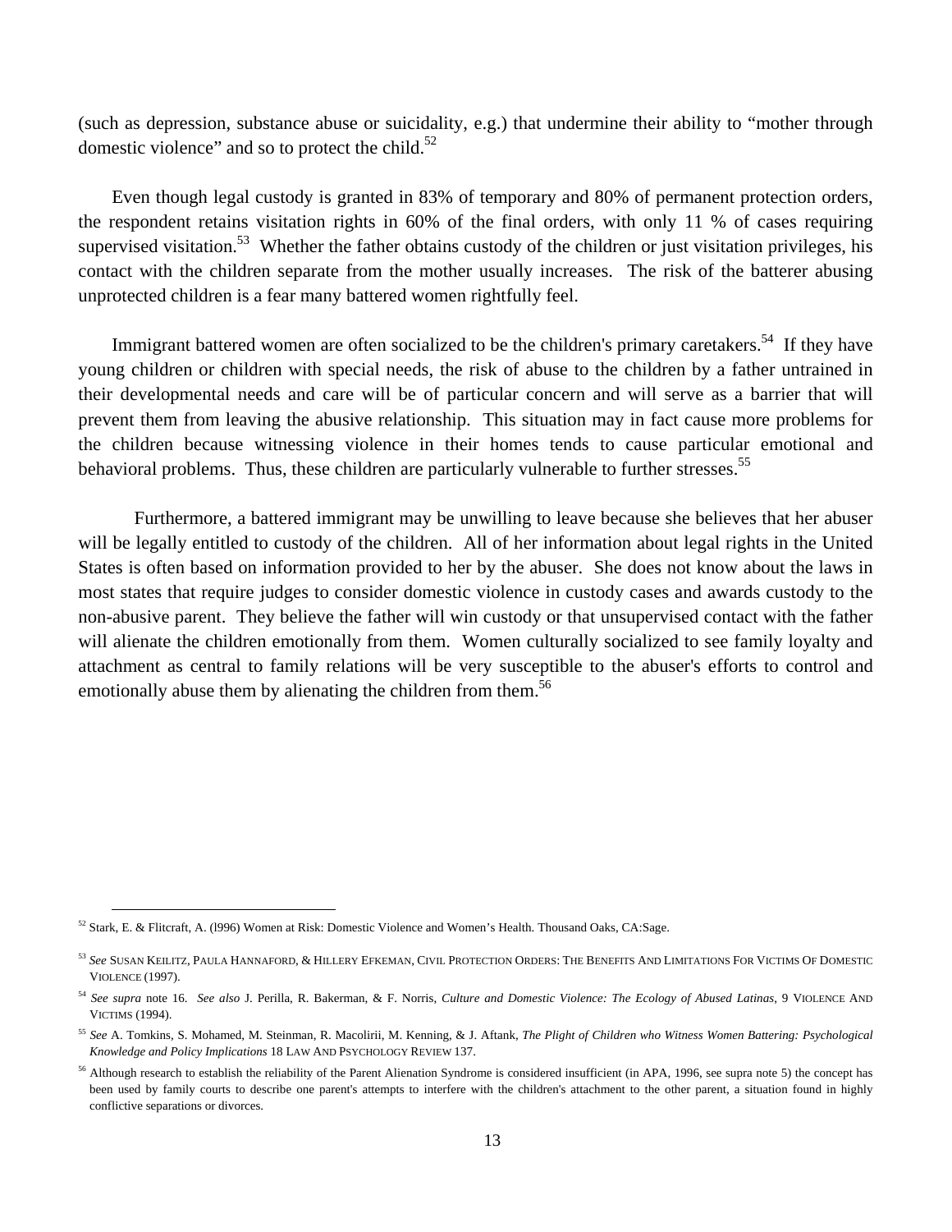(such as depression, substance abuse or suicidality, e.g.) that undermine their ability to "mother through domestic violence" and so to protect the child.[52]

Even though legal custody is granted in 83% of temporary and 80% of permanent protection orders, the respondent retains visitation rights in 60% of the final orders, with only 11 % of cases requiring supervised visitation.[53] Whether the father obtains custody of the children or just visitation privileges, his contact with the children separate from the mother usually increases. The risk of the batterer abusing unprotected children is a fear many battered women rightfully feel.

Immigrant battered women are often socialized to be the children's primary caretakers.[54] If they have young children or children with special needs, the risk of abuse to the children by a father untrained in their developmental needs and care will be of particular concern and will serve as a barrier that will prevent them from leaving the abusive relationship. This situation may in fact cause more problems for the children because witnessing violence in their homes tends to cause particular emotional and behavioral problems. Thus, these children are particularly vulnerable to further stresses.[55]

Furthermore, a battered immigrant may be unwilling to leave because she believes that her abuser will be legally entitled to custody of the children. All of her information about legal rights in the United States is often based on information provided to her by the abuser. She does not know about the laws in most states that require judges to consider domestic violence in custody cases and awards custody to the non-abusive parent. They believe the father will win custody or that unsupervised contact with the father will alienate the children emotionally from them. Women culturally socialized to see family loyalty and attachment as central to family relations will be very susceptible to the abuser's efforts to control and emotionally abuse them by alienating the children from them.[56]

---

[52] Stark, E. & Flitcraft, A. (l996) Women at Risk: Domestic Violence and Women's Health. Thousand Oaks, CA:Sage.

[53] *See* SUSAN KEILITZ, PAULA HANNAFORD, & HILLERY EFKEMAN, CIVIL PROTECTION ORDERS: THE BENEFITS AND LIMITATIONS FOR VICTIMS OF DOMESTIC VIOLENCE (1997).

[54] *See supra* note 16. *See also* J. Perilla, R. Bakerman, & F. Norris, *Culture and Domestic Violence: The Ecology of Abused Latinas*, 9 VIOLENCE AND VICTIMS (1994).

[55] *See* A. Tomkins, S. Mohamed, M. Steinman, R. Macolirii, M. Kenning, & J. Aftank, *The Plight of Children who Witness Women Battering: Psychological Knowledge and Policy Implications* 18 LAW AND PSYCHOLOGY REVIEW 137.

[56] Although research to establish the reliability of the Parent Alienation Syndrome is considered insufficient (in APA, 1996, see supra note 5) the concept has been used by family courts to describe one parent's attempts to interfere with the children's attachment to the other parent, a situation found in highly conflictive separations or divorces.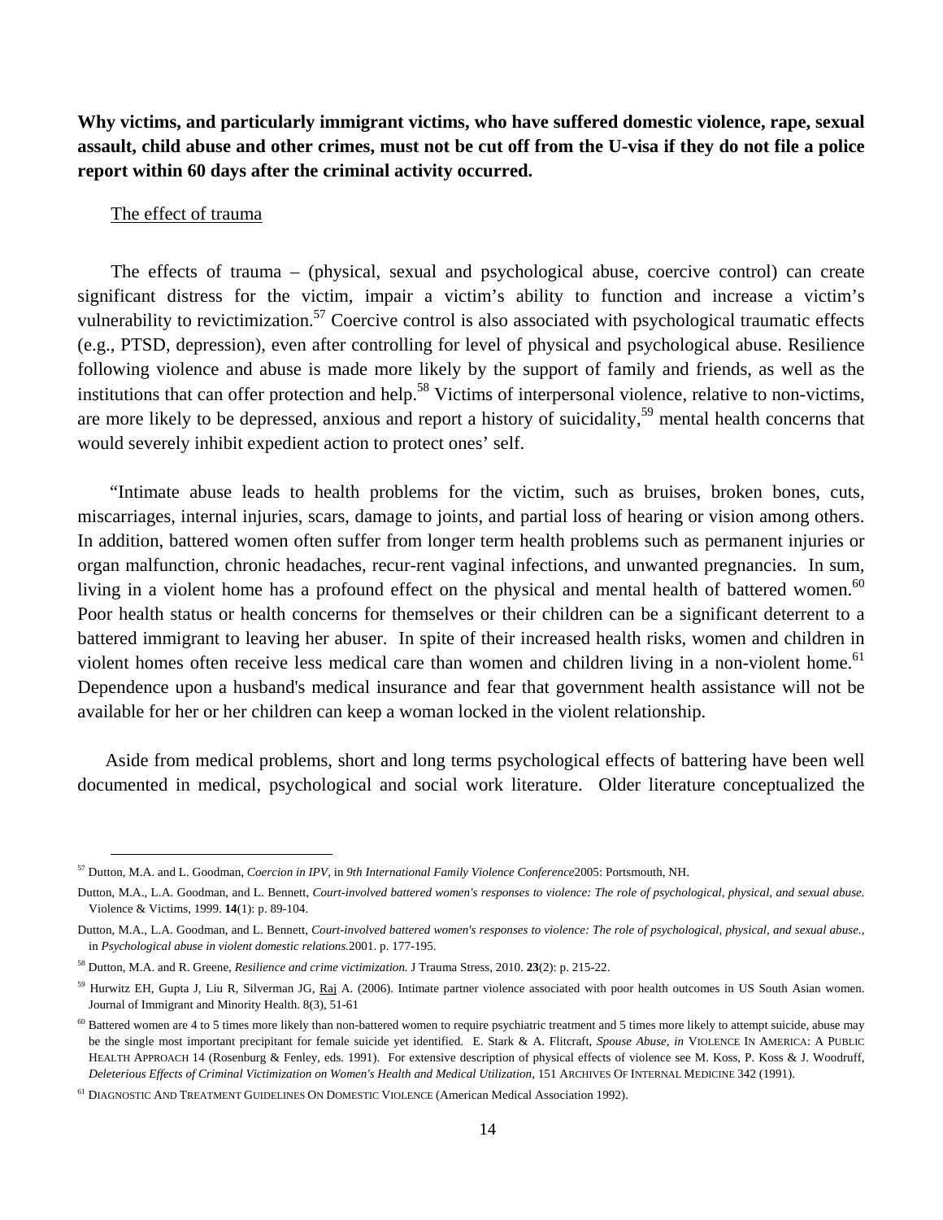**Why victims, and particularly immigrant victims, who have suffered domestic violence, rape, sexual assault, child abuse and other crimes, must not be cut off from the U-visa if they do not file a police report within 60 days after the criminal activity occurred.**

The effect of trauma

The effects of trauma – (physical, sexual and psychological abuse, coercive control) can create significant distress for the victim, impair a victim's ability to function and increase a victim's vulnerability to revictimization.[57] Coercive control is also associated with psychological traumatic effects (e.g., PTSD, depression), even after controlling for level of physical and psychological abuse. Resilience following violence and abuse is made more likely by the support of family and friends, as well as the institutions that can offer protection and help.[58] Victims of interpersonal violence, relative to non-victims, are more likely to be depressed, anxious and report a history of suicidality,[59] mental health concerns that would severely inhibit expedient action to protect ones' self.

"Intimate abuse leads to health problems for the victim, such as bruises, broken bones, cuts, miscarriages, internal injuries, scars, damage to joints, and partial loss of hearing or vision among others. In addition, battered women often suffer from longer term health problems such as permanent injuries or organ malfunction, chronic headaches, recur-rent vaginal infections, and unwanted pregnancies. In sum, living in a violent home has a profound effect on the physical and mental health of battered women.[60] Poor health status or health concerns for themselves or their children can be a significant deterrent to a battered immigrant to leaving her abuser. In spite of their increased health risks, women and children in violent homes often receive less medical care than women and children living in a non-violent home.[61] Dependence upon a husband's medical insurance and fear that government health assistance will not be available for her or her children can keep a woman locked in the violent relationship.

Aside from medical problems, short and long terms psychological effects of battering have been well documented in medical, psychological and social work literature. Older literature conceptualized the

---

[57] Dutton, M.A. and L. Goodman, *Coercion in IPV*, in *9th International Family Violence Conference*2005: Portsmouth, NH.

Dutton, M.A., L.A. Goodman, and L. Bennett, *Court-involved battered women's responses to violence: The role of psychological, physical, and sexual abuse.* Violence & Victims, 1999. **14**(1): p. 89-104.

Dutton, M.A., L.A. Goodman, and L. Bennett, *Court-involved battered women's responses to violence: The role of psychological, physical, and sexual abuse.*, in *Psychological abuse in violent domestic relations.*2001. p. 177-195.

[58] Dutton, M.A. and R. Greene, *Resilience and crime victimization.* J Trauma Stress, 2010. **23**(2): p. 215-22.

[59] Hurwitz EH, Gupta J, Liu R, Silverman JG, Raj A. (2006). Intimate partner violence associated with poor health outcomes in US South Asian women. Journal of Immigrant and Minority Health. 8(3), 51-61

[60] Battered women are 4 to 5 times more likely than non-battered women to require psychiatric treatment and 5 times more likely to attempt suicide, abuse may be the single most important precipitant for female suicide yet identified. E. Stark & A. Flitcraft, *Spouse Abuse, in* VIOLENCE IN AMERICA: A PUBLIC HEALTH APPROACH 14 (Rosenburg & Fenley, eds. 1991). For extensive description of physical effects of violence see M. Koss, P. Koss & J. Woodruff, *Deleterious Effects of Criminal Victimization on Women's Health and Medical Utilization*, 151 ARCHIVES OF INTERNAL MEDICINE 342 (1991).

[61] DIAGNOSTIC AND TREATMENT GUIDELINES ON DOMESTIC VIOLENCE (American Medical Association 1992).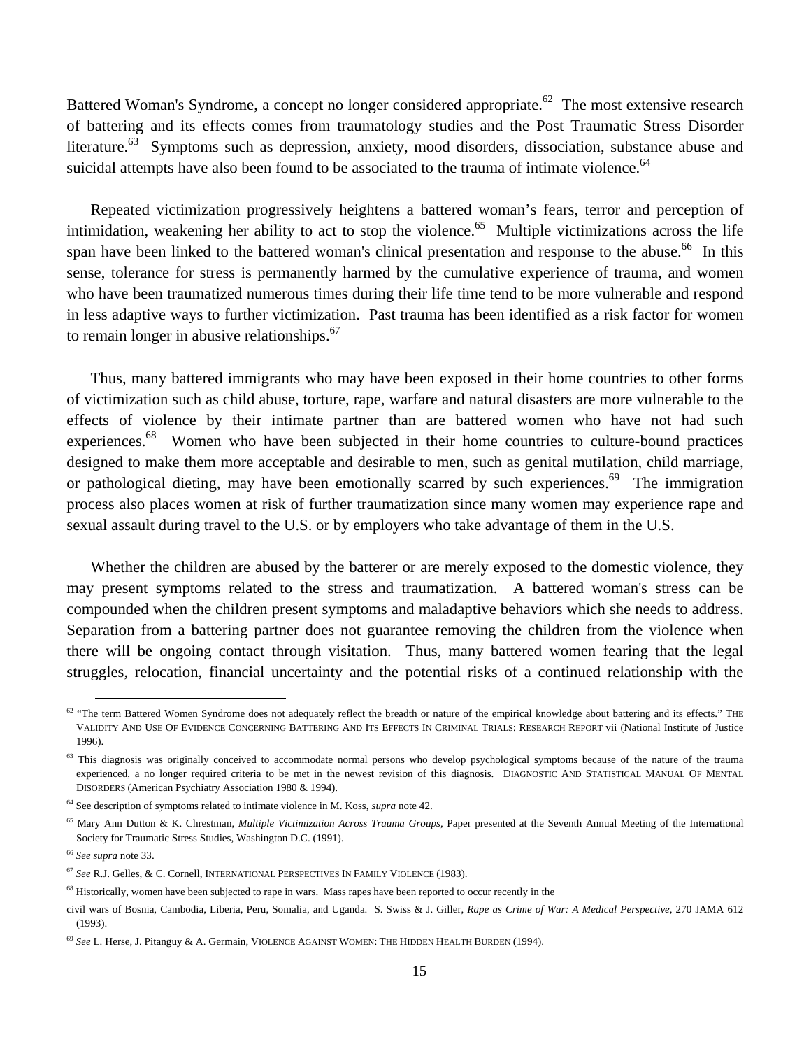Battered Woman's Syndrome, a concept no longer considered appropriate.[62] The most extensive research of battering and its effects comes from traumatology studies and the Post Traumatic Stress Disorder literature.[63] Symptoms such as depression, anxiety, mood disorders, dissociation, substance abuse and suicidal attempts have also been found to be associated to the trauma of intimate violence.[64]

Repeated victimization progressively heightens a battered woman's fears, terror and perception of intimidation, weakening her ability to act to stop the violence.[65] Multiple victimizations across the life span have been linked to the battered woman's clinical presentation and response to the abuse.[66] In this sense, tolerance for stress is permanently harmed by the cumulative experience of trauma, and women who have been traumatized numerous times during their life time tend to be more vulnerable and respond in less adaptive ways to further victimization. Past trauma has been identified as a risk factor for women to remain longer in abusive relationships.[67]

Thus, many battered immigrants who may have been exposed in their home countries to other forms of victimization such as child abuse, torture, rape, warfare and natural disasters are more vulnerable to the effects of violence by their intimate partner than are battered women who have not had such experiences.[68] Women who have been subjected in their home countries to culture-bound practices designed to make them more acceptable and desirable to men, such as genital mutilation, child marriage, or pathological dieting, may have been emotionally scarred by such experiences.[69] The immigration process also places women at risk of further traumatization since many women may experience rape and sexual assault during travel to the U.S. or by employers who take advantage of them in the U.S.

Whether the children are abused by the batterer or are merely exposed to the domestic violence, they may present symptoms related to the stress and traumatization. A battered woman's stress can be compounded when the children present symptoms and maladaptive behaviors which she needs to address. Separation from a battering partner does not guarantee removing the children from the violence when there will be ongoing contact through visitation. Thus, many battered women fearing that the legal struggles, relocation, financial uncertainty and the potential risks of a continued relationship with the

---

[62] "The term Battered Women Syndrome does not adequately reflect the breadth or nature of the empirical knowledge about battering and its effects." THE VALIDITY AND USE OF EVIDENCE CONCERNING BATTERING AND ITS EFFECTS IN CRIMINAL TRIALS: RESEARCH REPORT vii (National Institute of Justice 1996).

[63] This diagnosis was originally conceived to accommodate normal persons who develop psychological symptoms because of the nature of the trauma experienced, a no longer required criteria to be met in the newest revision of this diagnosis. DIAGNOSTIC AND STATISTICAL MANUAL OF MENTAL DISORDERS (American Psychiatry Association 1980 & 1994).

[64] See description of symptoms related to intimate violence in M. Koss, *supra* note 42.

[65] Mary Ann Dutton & K. Chrestman, *Multiple Victimization Across Trauma Groups*, Paper presented at the Seventh Annual Meeting of the International Society for Traumatic Stress Studies, Washington D.C. (1991).

[66] *See supra* note 33.

[67] *See* R.J. Gelles, & C. Cornell, INTERNATIONAL PERSPECTIVES IN FAMILY VIOLENCE (1983).

[68] Historically, women have been subjected to rape in wars. Mass rapes have been reported to occur recently in the civil wars of Bosnia, Cambodia, Liberia, Peru, Somalia, and Uganda. S. Swiss & J. Giller, *Rape as Crime of War: A Medical Perspective*, 270 JAMA 612 (1993).

[69] *See* L. Herse, J. Pitanguy & A. Germain, VIOLENCE AGAINST WOMEN: THE HIDDEN HEALTH BURDEN (1994).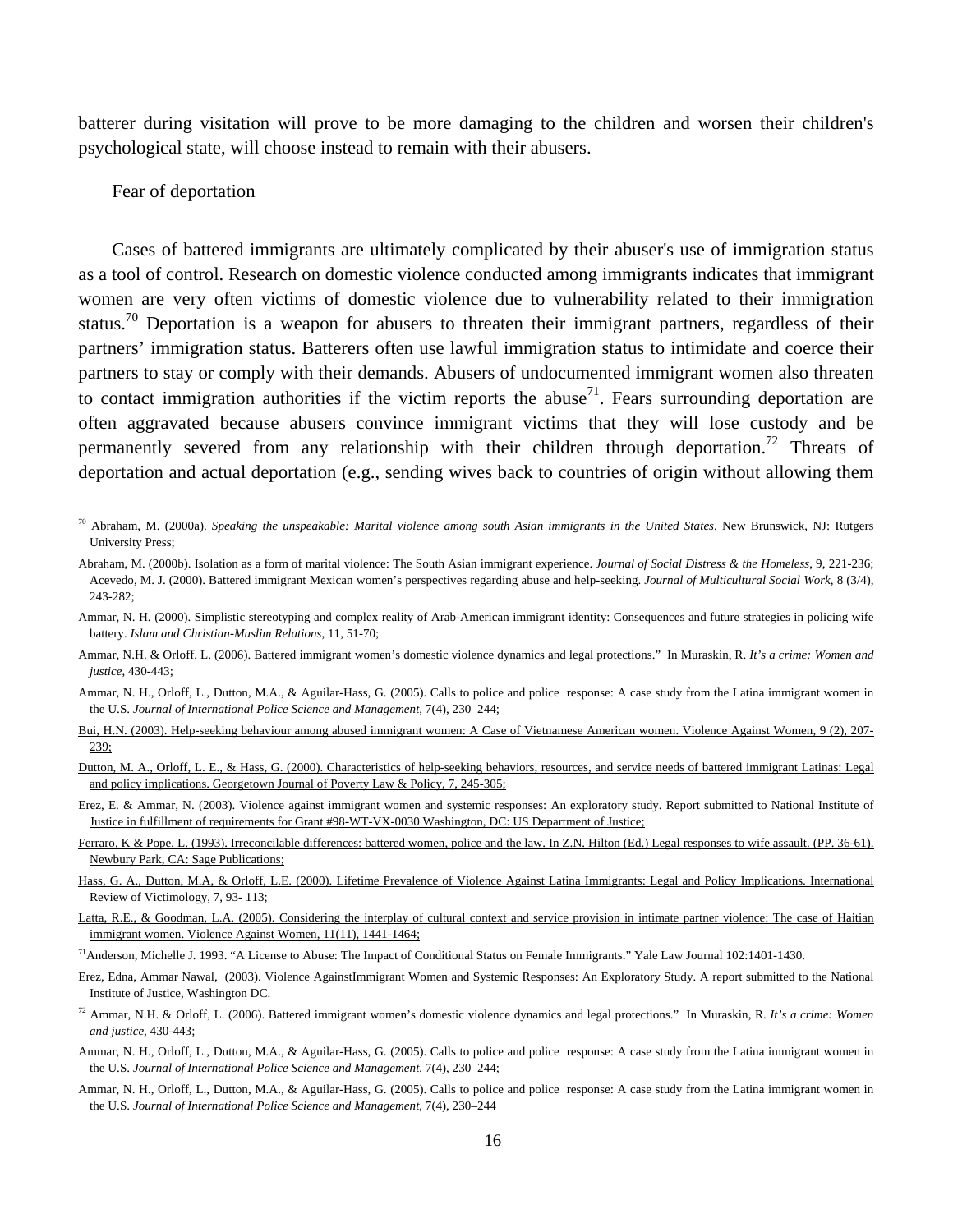batterer during visitation will prove to be more damaging to the children and worsen their children's psychological state, will choose instead to remain with their abusers.

Fear of deportation

Cases of battered immigrants are ultimately complicated by their abuser's use of immigration status as a tool of control. Research on domestic violence conducted among immigrants indicates that immigrant women are very often victims of domestic violence due to vulnerability related to their immigration status.[70] Deportation is a weapon for abusers to threaten their immigrant partners, regardless of their partners' immigration status. Batterers often use lawful immigration status to intimidate and coerce their partners to stay or comply with their demands. Abusers of undocumented immigrant women also threaten to contact immigration authorities if the victim reports the abuse[71]. Fears surrounding deportation are often aggravated because abusers convince immigrant victims that they will lose custody and be permanently severed from any relationship with their children through deportation.[72] Threats of deportation and actual deportation (e.g., sending wives back to countries of origin without allowing them

---

[70] Abraham, M. (2000a). *Speaking the unspeakable: Marital violence among south Asian immigrants in the United States*. New Brunswick, NJ: Rutgers University Press;

Abraham, M. (2000b). Isolation as a form of marital violence: The South Asian immigrant experience. *Journal of Social Distress & the Homeless*, 9, 221-236; Acevedo, M. J. (2000). Battered immigrant Mexican women's perspectives regarding abuse and help-seeking. *Journal of Multicultural Social Work*, 8 (3/4), 243-282;

Ammar, N. H. (2000). Simplistic stereotyping and complex reality of Arab-American immigrant identity: Consequences and future strategies in policing wife battery. *Islam and Christian-Muslim Relations*, 11, 51-70;

Ammar, N.H. & Orloff, L. (2006). Battered immigrant women's domestic violence dynamics and legal protections." In Muraskin, R. *It's a crime: Women and justice*, 430-443;

Ammar, N. H., Orloff, L., Dutton, M.A., & Aguilar-Hass, G. (2005). Calls to police and police response: A case study from the Latina immigrant women in the U.S. *Journal of International Police Science and Management*, 7(4), 230–244;

Bui, H.N. (2003). Help-seeking behaviour among abused immigrant women: A Case of Vietnamese American women. Violence Against Women, 9 (2), 207-239;

Dutton, M. A., Orloff, L. E., & Hass, G. (2000). Characteristics of help-seeking behaviors, resources, and service needs of battered immigrant Latinas: Legal and policy implications. Georgetown Journal of Poverty Law & Policy, 7, 245-305;

Erez, E. & Ammar, N. (2003). Violence against immigrant women and systemic responses: An exploratory study. Report submitted to National Institute of Justice in fulfillment of requirements for Grant #98-WT-VX-0030 Washington, DC: US Department of Justice;

Ferraro, K & Pope, L. (1993). Irreconcilable differences: battered women, police and the law. In Z.N. Hilton (Ed.) Legal responses to wife assault. (PP. 36-61). Newbury Park, CA: Sage Publications;

Hass, G. A., Dutton, M.A, & Orloff, L.E. (2000). Lifetime Prevalence of Violence Against Latina Immigrants: Legal and Policy Implications. International Review of Victimology, 7, 93- 113;

Latta, R.E., & Goodman, L.A. (2005). Considering the interplay of cultural context and service provision in intimate partner violence: The case of Haitian immigrant women. Violence Against Women, 11(11), 1441-1464;

[71] Anderson, Michelle J. 1993. "A License to Abuse: The Impact of Conditional Status on Female Immigrants." Yale Law Journal 102:1401-1430.

Erez, Edna, Ammar Nawal, (2003). Violence AgainstImmigrant Women and Systemic Responses: An Exploratory Study. A report submitted to the National Institute of Justice, Washington DC.

[72] Ammar, N.H. & Orloff, L. (2006). Battered immigrant women's domestic violence dynamics and legal protections." In Muraskin, R. *It's a crime: Women and justice*, 430-443;

Ammar, N. H., Orloff, L., Dutton, M.A., & Aguilar-Hass, G. (2005). Calls to police and police response: A case study from the Latina immigrant women in the U.S. *Journal of International Police Science and Management*, 7(4), 230–244;

Ammar, N. H., Orloff, L., Dutton, M.A., & Aguilar-Hass, G. (2005). Calls to police and police response: A case study from the Latina immigrant women in the U.S. *Journal of International Police Science and Management*, 7(4), 230–244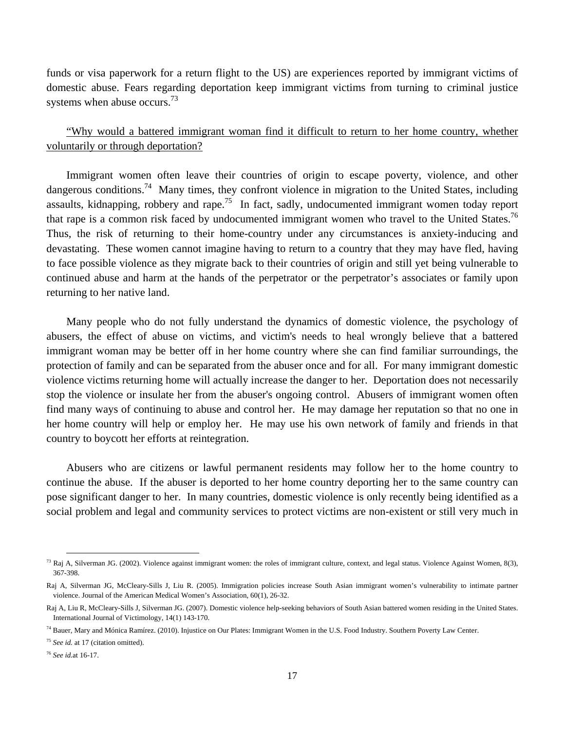funds or visa paperwork for a return flight to the US) are experiences reported by immigrant victims of domestic abuse. Fears regarding deportation keep immigrant victims from turning to criminal justice systems when abuse occurs.[73]

<u>"Why would a battered immigrant woman find it difficult to return to her home country, whether voluntarily or through deportation?</u>

Immigrant women often leave their countries of origin to escape poverty, violence, and other dangerous conditions.[74] Many times, they confront violence in migration to the United States, including assaults, kidnapping, robbery and rape.[75] In fact, sadly, undocumented immigrant women today report that rape is a common risk faced by undocumented immigrant women who travel to the United States.[76] Thus, the risk of returning to their home-country under any circumstances is anxiety-inducing and devastating. These women cannot imagine having to return to a country that they may have fled, having to face possible violence as they migrate back to their countries of origin and still yet being vulnerable to continued abuse and harm at the hands of the perpetrator or the perpetrator's associates or family upon returning to her native land.

Many people who do not fully understand the dynamics of domestic violence, the psychology of abusers, the effect of abuse on victims, and victim's needs to heal wrongly believe that a battered immigrant woman may be better off in her home country where she can find familiar surroundings, the protection of family and can be separated from the abuser once and for all. For many immigrant domestic violence victims returning home will actually increase the danger to her. Deportation does not necessarily stop the violence or insulate her from the abuser's ongoing control. Abusers of immigrant women often find many ways of continuing to abuse and control her. He may damage her reputation so that no one in her home country will help or employ her. He may use his own network of family and friends in that country to boycott her efforts at reintegration.

Abusers who are citizens or lawful permanent residents may follow her to the home country to continue the abuse. If the abuser is deported to her home country deporting her to the same country can pose significant danger to her. In many countries, domestic violence is only recently being identified as a social problem and legal and community services to protect victims are non-existent or still very much in

---

[73] Raj A, Silverman JG. (2002). Violence against immigrant women: the roles of immigrant culture, context, and legal status. Violence Against Women, 8(3), 367-398.

Raj A, Silverman JG, McCleary-Sills J, Liu R. (2005). Immigration policies increase South Asian immigrant women's vulnerability to intimate partner violence. Journal of the American Medical Women's Association, 60(1), 26-32.

Raj A, Liu R, McCleary-Sills J, Silverman JG. (2007). Domestic violence help-seeking behaviors of South Asian battered women residing in the United States. International Journal of Victimology, 14(1) 143-170.

[74] Bauer, Mary and Mónica Ramírez. (2010). Injustice on Our Plates: Immigrant Women in the U.S. Food Industry. Southern Poverty Law Center.

[75] *See id.* at 17 (citation omitted).

[76] *See id.*at 16-17.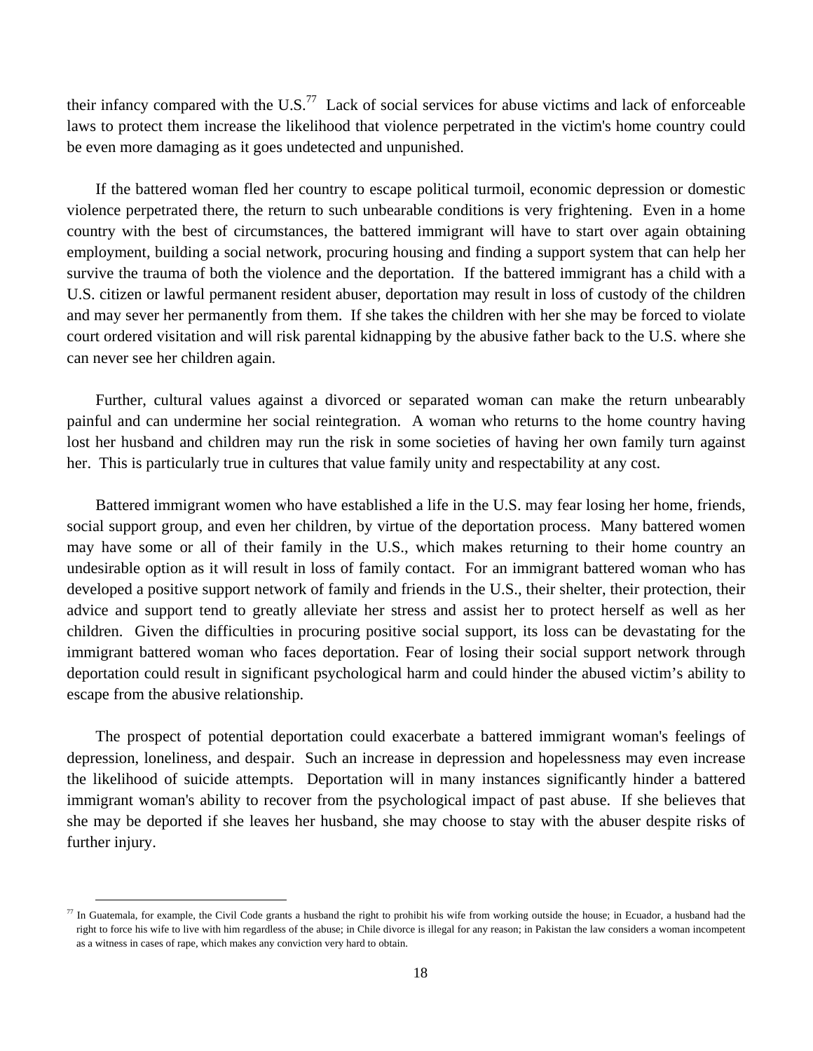their infancy compared with the U.S.[77] Lack of social services for abuse victims and lack of enforceable laws to protect them increase the likelihood that violence perpetrated in the victim's home country could be even more damaging as it goes undetected and unpunished.

If the battered woman fled her country to escape political turmoil, economic depression or domestic violence perpetrated there, the return to such unbearable conditions is very frightening. Even in a home country with the best of circumstances, the battered immigrant will have to start over again obtaining employment, building a social network, procuring housing and finding a support system that can help her survive the trauma of both the violence and the deportation. If the battered immigrant has a child with a U.S. citizen or lawful permanent resident abuser, deportation may result in loss of custody of the children and may sever her permanently from them. If she takes the children with her she may be forced to violate court ordered visitation and will risk parental kidnapping by the abusive father back to the U.S. where she can never see her children again.

Further, cultural values against a divorced or separated woman can make the return unbearably painful and can undermine her social reintegration. A woman who returns to the home country having lost her husband and children may run the risk in some societies of having her own family turn against her. This is particularly true in cultures that value family unity and respectability at any cost.

Battered immigrant women who have established a life in the U.S. may fear losing her home, friends, social support group, and even her children, by virtue of the deportation process. Many battered women may have some or all of their family in the U.S., which makes returning to their home country an undesirable option as it will result in loss of family contact. For an immigrant battered woman who has developed a positive support network of family and friends in the U.S., their shelter, their protection, their advice and support tend to greatly alleviate her stress and assist her to protect herself as well as her children. Given the difficulties in procuring positive social support, its loss can be devastating for the immigrant battered woman who faces deportation. Fear of losing their social support network through deportation could result in significant psychological harm and could hinder the abused victim's ability to escape from the abusive relationship.

The prospect of potential deportation could exacerbate a battered immigrant woman's feelings of depression, loneliness, and despair. Such an increase in depression and hopelessness may even increase the likelihood of suicide attempts. Deportation will in many instances significantly hinder a battered immigrant woman's ability to recover from the psychological impact of past abuse. If she believes that she may be deported if she leaves her husband, she may choose to stay with the abuser despite risks of further injury.

---

[77] In Guatemala, for example, the Civil Code grants a husband the right to prohibit his wife from working outside the house; in Ecuador, a husband had the right to force his wife to live with him regardless of the abuse; in Chile divorce is illegal for any reason; in Pakistan the law considers a woman incompetent as a witness in cases of rape, which makes any conviction very hard to obtain.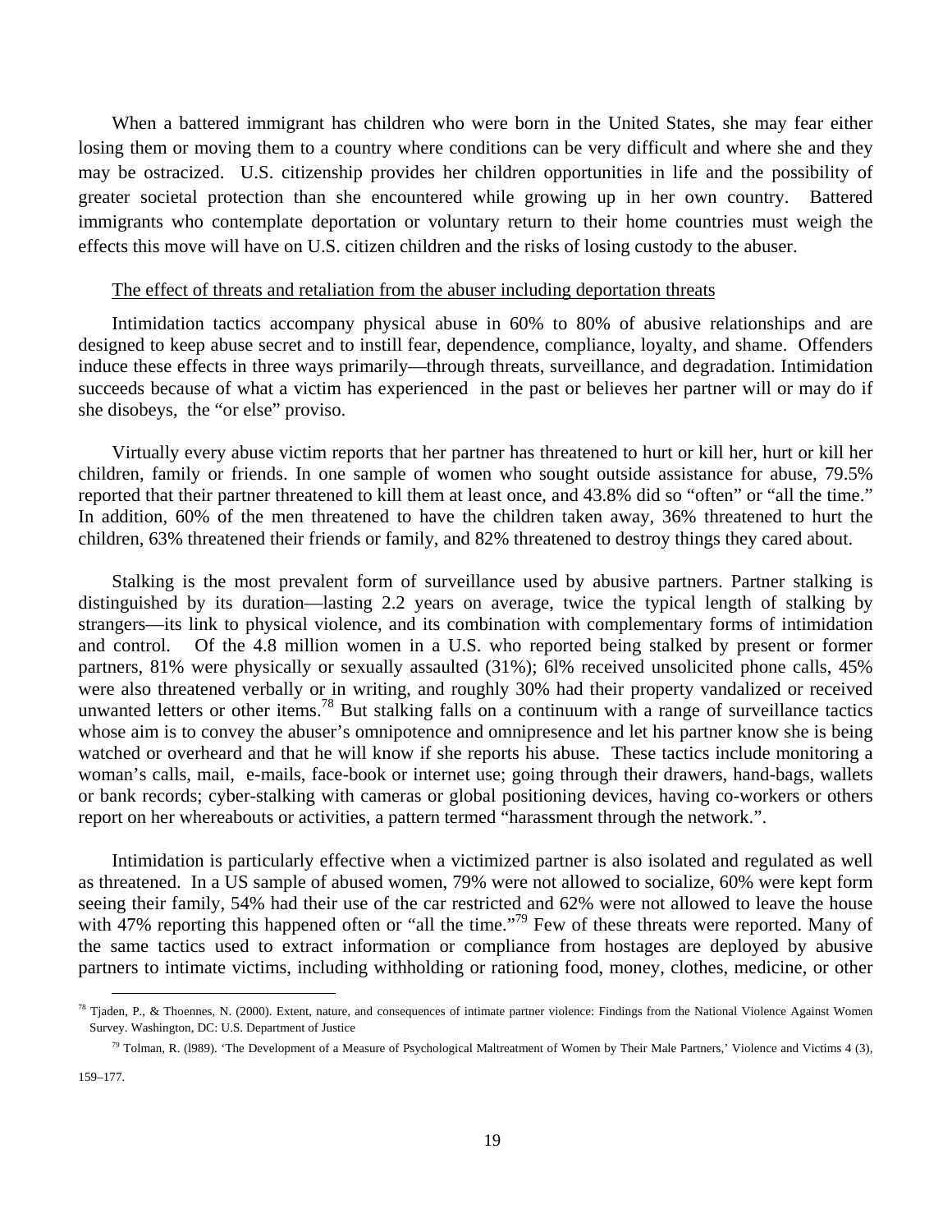When a battered immigrant has children who were born in the United States, she may fear either losing them or moving them to a country where conditions can be very difficult and where she and they may be ostracized. U.S. citizenship provides her children opportunities in life and the possibility of greater societal protection than she encountered while growing up in her own country. Battered immigrants who contemplate deportation or voluntary return to their home countries must weigh the effects this move will have on U.S. citizen children and the risks of losing custody to the abuser.

<u>The effect of threats and retaliation from the abuser including deportation threats</u>

Intimidation tactics accompany physical abuse in 60% to 80% of abusive relationships and are designed to keep abuse secret and to instill fear, dependence, compliance, loyalty, and shame. Offenders induce these effects in three ways primarily—through threats, surveillance, and degradation. Intimidation succeeds because of what a victim has experienced in the past or believes her partner will or may do if she disobeys, the "or else" proviso.

Virtually every abuse victim reports that her partner has threatened to hurt or kill her, hurt or kill her children, family or friends. In one sample of women who sought outside assistance for abuse, 79.5% reported that their partner threatened to kill them at least once, and 43.8% did so "often" or "all the time." In addition, 60% of the men threatened to have the children taken away, 36% threatened to hurt the children, 63% threatened their friends or family, and 82% threatened to destroy things they cared about.

Stalking is the most prevalent form of surveillance used by abusive partners. Partner stalking is distinguished by its duration—lasting 2.2 years on average, twice the typical length of stalking by strangers—its link to physical violence, and its combination with complementary forms of intimidation and control. Of the 4.8 million women in a U.S. who reported being stalked by present or former partners, 81% were physically or sexually assaulted (31%); 6l% received unsolicited phone calls, 45% were also threatened verbally or in writing, and roughly 30% had their property vandalized or received unwanted letters or other items.[78] But stalking falls on a continuum with a range of surveillance tactics whose aim is to convey the abuser's omnipotence and omnipresence and let his partner know she is being watched or overheard and that he will know if she reports his abuse. These tactics include monitoring a woman's calls, mail, e-mails, face-book or internet use; going through their drawers, hand-bags, wallets or bank records; cyber-stalking with cameras or global positioning devices, having co-workers or others report on her whereabouts or activities, a pattern termed "harassment through the network.".

Intimidation is particularly effective when a victimized partner is also isolated and regulated as well as threatened. In a US sample of abused women, 79% were not allowed to socialize, 60% were kept form seeing their family, 54% had their use of the car restricted and 62% were not allowed to leave the house with 47% reporting this happened often or "all the time."[79] Few of these threats were reported. Many of the same tactics used to extract information or compliance from hostages are deployed by abusive partners to intimate victims, including withholding or rationing food, money, clothes, medicine, or other

---

[78] Tjaden, P., & Thoennes, N. (2000). Extent, nature, and consequences of intimate partner violence: Findings from the National Violence Against Women Survey. Washington, DC: U.S. Department of Justice

[79] Tolman, R. (l989). 'The Development of a Measure of Psychological Maltreatment of Women by Their Male Partners,' Violence and Victims 4 (3), 159–177.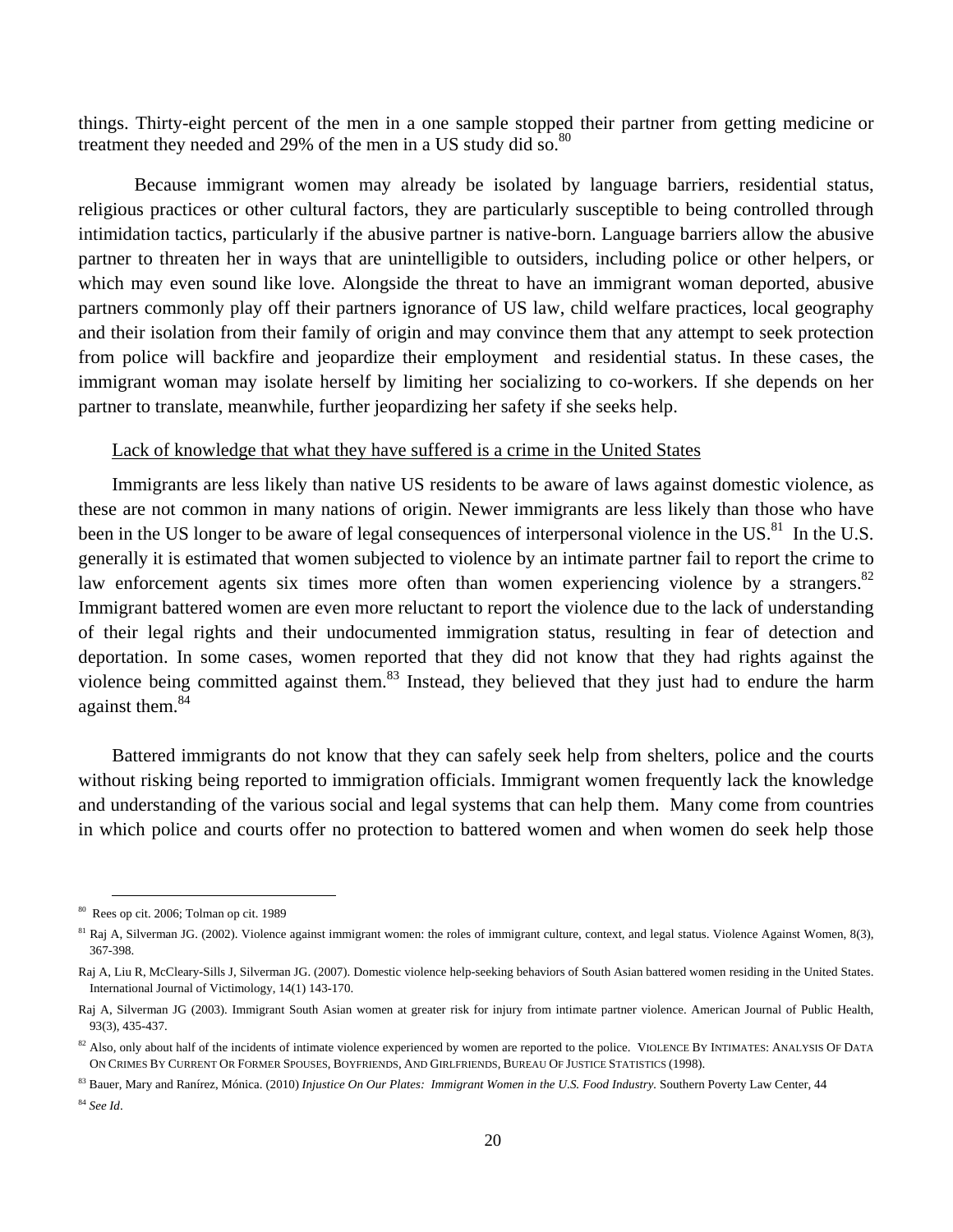things. Thirty-eight percent of the men in a one sample stopped their partner from getting medicine or treatment they needed and 29% of the men in a US study did so.[80]

Because immigrant women may already be isolated by language barriers, residential status, religious practices or other cultural factors, they are particularly susceptible to being controlled through intimidation tactics, particularly if the abusive partner is native-born. Language barriers allow the abusive partner to threaten her in ways that are unintelligible to outsiders, including police or other helpers, or which may even sound like love. Alongside the threat to have an immigrant woman deported, abusive partners commonly play off their partners ignorance of US law, child welfare practices, local geography and their isolation from their family of origin and may convince them that any attempt to seek protection from police will backfire and jeopardize their employment and residential status. In these cases, the immigrant woman may isolate herself by limiting her socializing to co-workers. If she depends on her partner to translate, meanwhile, further jeopardizing her safety if she seeks help.

<u>Lack of knowledge that what they have suffered is a crime in the United States</u>

Immigrants are less likely than native US residents to be aware of laws against domestic violence, as these are not common in many nations of origin. Newer immigrants are less likely than those who have been in the US longer to be aware of legal consequences of interpersonal violence in the US.[81] In the U.S. generally it is estimated that women subjected to violence by an intimate partner fail to report the crime to law enforcement agents six times more often than women experiencing violence by a strangers.[82] Immigrant battered women are even more reluctant to report the violence due to the lack of understanding of their legal rights and their undocumented immigration status, resulting in fear of detection and deportation. In some cases, women reported that they did not know that they had rights against the violence being committed against them.[83] Instead, they believed that they just had to endure the harm against them.[84]

Battered immigrants do not know that they can safely seek help from shelters, police and the courts without risking being reported to immigration officials. Immigrant women frequently lack the knowledge and understanding of the various social and legal systems that can help them. Many come from countries in which police and courts offer no protection to battered women and when women do seek help those

---

[80] Rees op cit. 2006; Tolman op cit. 1989

[81] Raj A, Silverman JG. (2002). Violence against immigrant women: the roles of immigrant culture, context, and legal status. Violence Against Women, 8(3), 367-398.

Raj A, Liu R, McCleary-Sills J, Silverman JG. (2007). Domestic violence help-seeking behaviors of South Asian battered women residing in the United States. International Journal of Victimology, 14(1) 143-170.

Raj A, Silverman JG (2003). Immigrant South Asian women at greater risk for injury from intimate partner violence. American Journal of Public Health, 93(3), 435-437.

[82] Also, only about half of the incidents of intimate violence experienced by women are reported to the police. VIOLENCE BY INTIMATES: ANALYSIS OF DATA ON CRIMES BY CURRENT OR FORMER SPOUSES, BOYFRIENDS, AND GIRLFRIENDS, BUREAU OF JUSTICE STATISTICS (1998).

[83] Bauer, Mary and Ranírez, Mónica. (2010) *Injustice On Our Plates: Immigrant Women in the U.S. Food Industry*. Southern Poverty Law Center, 44

[84] *See Id*.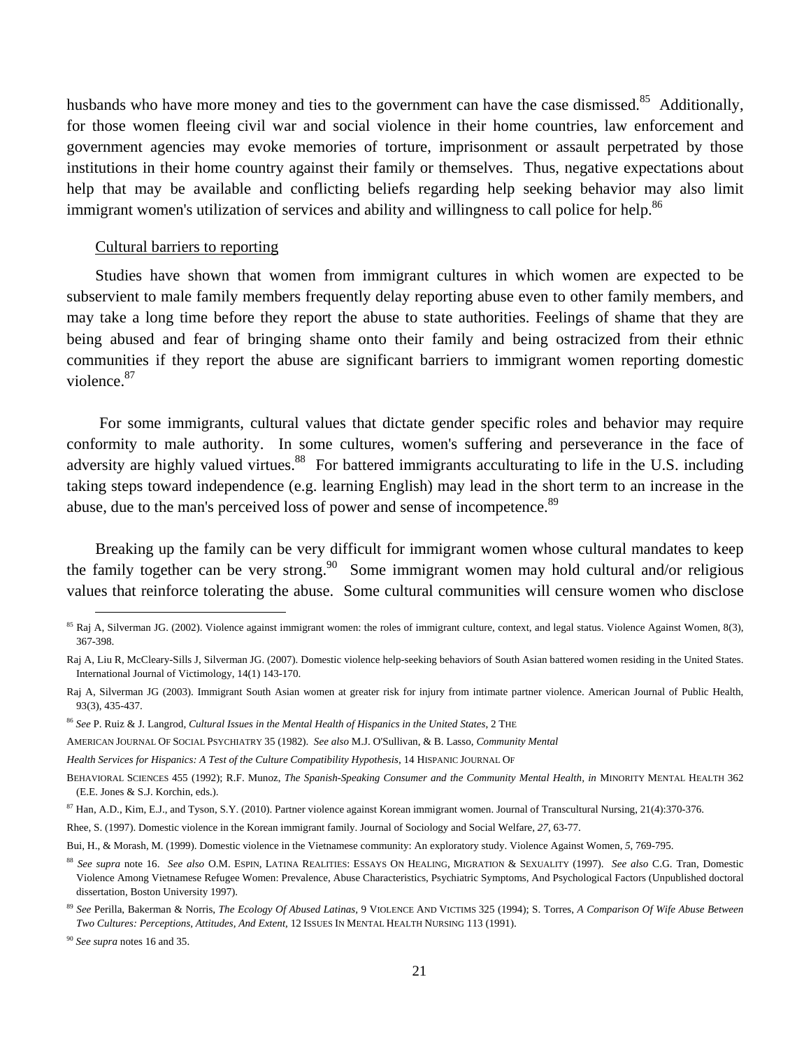husbands who have more money and ties to the government can have the case dismissed.[85] Additionally, for those women fleeing civil war and social violence in their home countries, law enforcement and government agencies may evoke memories of torture, imprisonment or assault perpetrated by those institutions in their home country against their family or themselves. Thus, negative expectations about help that may be available and conflicting beliefs regarding help seeking behavior may also limit immigrant women's utilization of services and ability and willingness to call police for help.[86]

<u>Cultural barriers to reporting</u>

Studies have shown that women from immigrant cultures in which women are expected to be subservient to male family members frequently delay reporting abuse even to other family members, and may take a long time before they report the abuse to state authorities. Feelings of shame that they are being abused and fear of bringing shame onto their family and being ostracized from their ethnic communities if they report the abuse are significant barriers to immigrant women reporting domestic violence.[87]

For some immigrants, cultural values that dictate gender specific roles and behavior may require conformity to male authority. In some cultures, women's suffering and perseverance in the face of adversity are highly valued virtues.[88] For battered immigrants acculturating to life in the U.S. including taking steps toward independence (e.g. learning English) may lead in the short term to an increase in the abuse, due to the man's perceived loss of power and sense of incompetence.[89]

Breaking up the family can be very difficult for immigrant women whose cultural mandates to keep the family together can be very strong.[90] Some immigrant women may hold cultural and/or religious values that reinforce tolerating the abuse. Some cultural communities will censure women who disclose

---

[85] Raj A, Silverman JG. (2002). Violence against immigrant women: the roles of immigrant culture, context, and legal status. Violence Against Women, 8(3), 367-398.

Raj A, Liu R, McCleary-Sills J, Silverman JG. (2007). Domestic violence help-seeking behaviors of South Asian battered women residing in the United States. International Journal of Victimology, 14(1) 143-170.

Raj A, Silverman JG (2003). Immigrant South Asian women at greater risk for injury from intimate partner violence. American Journal of Public Health, 93(3), 435-437.

[86] *See* P. Ruiz & J. Langrod, *Cultural Issues in the Mental Health of Hispanics in the United States*, 2 THE AMERICAN JOURNAL OF SOCIAL PSYCHIATRY 35 (1982). *See also* M.J. O'Sullivan, & B. Lasso, *Community Mental Health Services for Hispanics: A Test of the Culture Compatibility Hypothesis*, 14 HISPANIC JOURNAL OF BEHAVIORAL SCIENCES 455 (1992); R.F. Munoz, *The Spanish-Speaking Consumer and the Community Mental Health, in* MINORITY MENTAL HEALTH 362 (E.E. Jones & S.J. Korchin, eds.).

[87] Han, A.D., Kim, E.J., and Tyson, S.Y. (2010). Partner violence against Korean immigrant women. Journal of Transcultural Nursing, 21(4):370-376.

Rhee, S. (1997). Domestic violence in the Korean immigrant family. Journal of Sociology and Social Welfare, *27*, 63-77.

Bui, H., & Morash, M. (1999). Domestic violence in the Vietnamese community: An exploratory study. Violence Against Women, *5*, 769-795.

[88] *See supra* note 16. *See also* O.M. ESPIN, LATINA REALITIES: ESSAYS ON HEALING, MIGRATION & SEXUALITY (1997). *See also* C.G. Tran, Domestic Violence Among Vietnamese Refugee Women: Prevalence, Abuse Characteristics, Psychiatric Symptoms, And Psychological Factors (Unpublished doctoral dissertation, Boston University 1997).

[89] *See* Perilla, Bakerman & Norris, *The Ecology Of Abused Latinas,* 9 VIOLENCE AND VICTIMS 325 (1994); S. Torres, *A Comparison Of Wife Abuse Between Two Cultures: Perceptions, Attitudes, And Extent,* 12 ISSUES IN MENTAL HEALTH NURSING 113 (1991).

[90] *See supra* notes 16 and 35.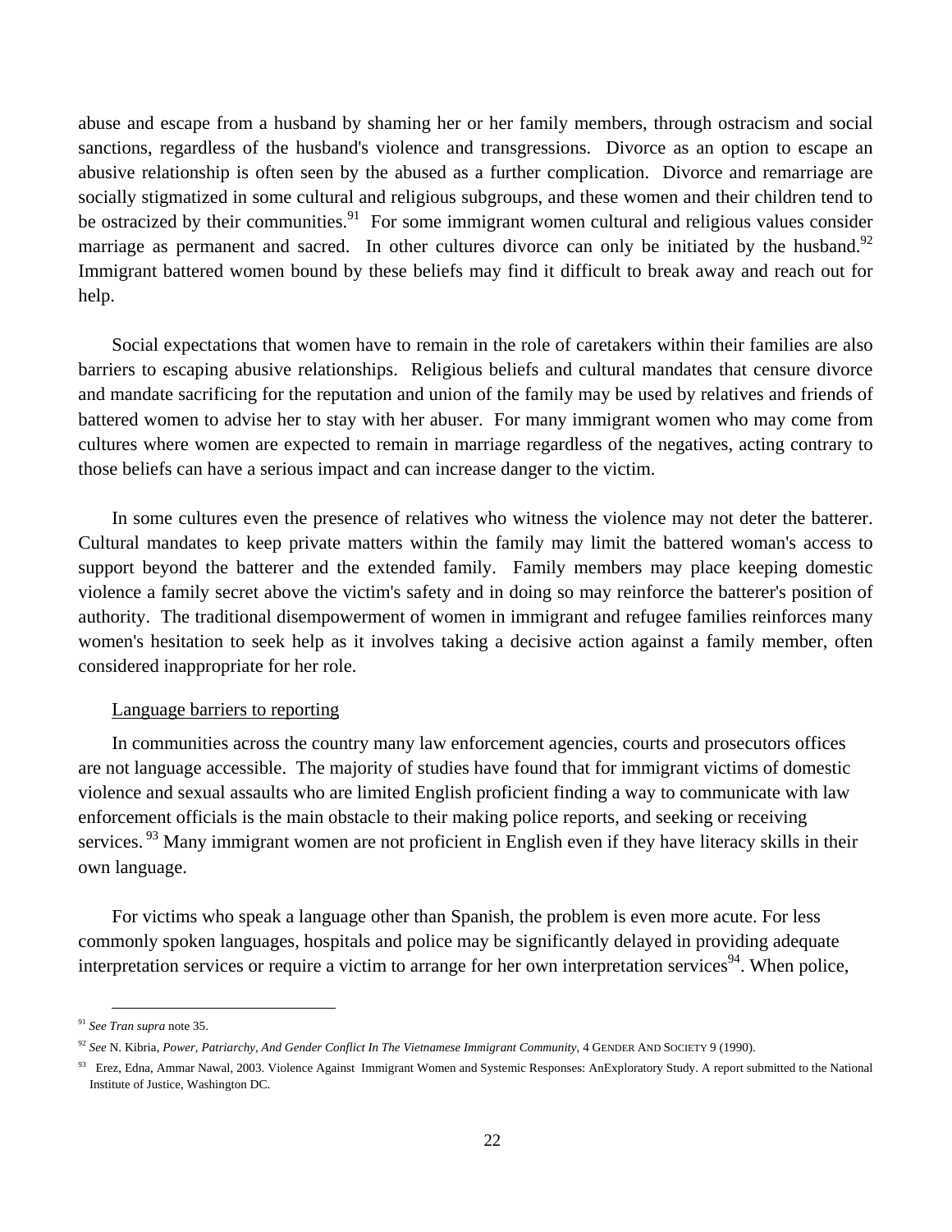abuse and escape from a husband by shaming her or her family members, through ostracism and social sanctions, regardless of the husband's violence and transgressions. Divorce as an option to escape an abusive relationship is often seen by the abused as a further complication. Divorce and remarriage are socially stigmatized in some cultural and religious subgroups, and these women and their children tend to be ostracized by their communities.[91] For some immigrant women cultural and religious values consider marriage as permanent and sacred. In other cultures divorce can only be initiated by the husband.[92] Immigrant battered women bound by these beliefs may find it difficult to break away and reach out for help.

Social expectations that women have to remain in the role of caretakers within their families are also barriers to escaping abusive relationships. Religious beliefs and cultural mandates that censure divorce and mandate sacrificing for the reputation and union of the family may be used by relatives and friends of battered women to advise her to stay with her abuser. For many immigrant women who may come from cultures where women are expected to remain in marriage regardless of the negatives, acting contrary to those beliefs can have a serious impact and can increase danger to the victim.

In some cultures even the presence of relatives who witness the violence may not deter the batterer. Cultural mandates to keep private matters within the family may limit the battered woman's access to support beyond the batterer and the extended family. Family members may place keeping domestic violence a family secret above the victim's safety and in doing so may reinforce the batterer's position of authority. The traditional disempowerment of women in immigrant and refugee families reinforces many women's hesitation to seek help as it involves taking a decisive action against a family member, often considered inappropriate for her role.

Language barriers to reporting

In communities across the country many law enforcement agencies, courts and prosecutors offices are not language accessible. The majority of studies have found that for immigrant victims of domestic violence and sexual assaults who are limited English proficient finding a way to communicate with law enforcement officials is the main obstacle to their making police reports, and seeking or receiving services. [93] Many immigrant women are not proficient in English even if they have literacy skills in their own language.

For victims who speak a language other than Spanish, the problem is even more acute. For less commonly spoken languages, hospitals and police may be significantly delayed in providing adequate interpretation services or require a victim to arrange for her own interpretation services[94]. When police,

---

[91] *See Tran supra* note 35.

[92] *See* N. Kibria, *Power, Patriarchy, And Gender Conflict In The Vietnamese Immigrant Community*, 4 GENDER AND SOCIETY 9 (1990).

[93] Erez, Edna, Ammar Nawal, 2003. Violence Against Immigrant Women and Systemic Responses: AnExploratory Study. A report submitted to the National Institute of Justice, Washington DC.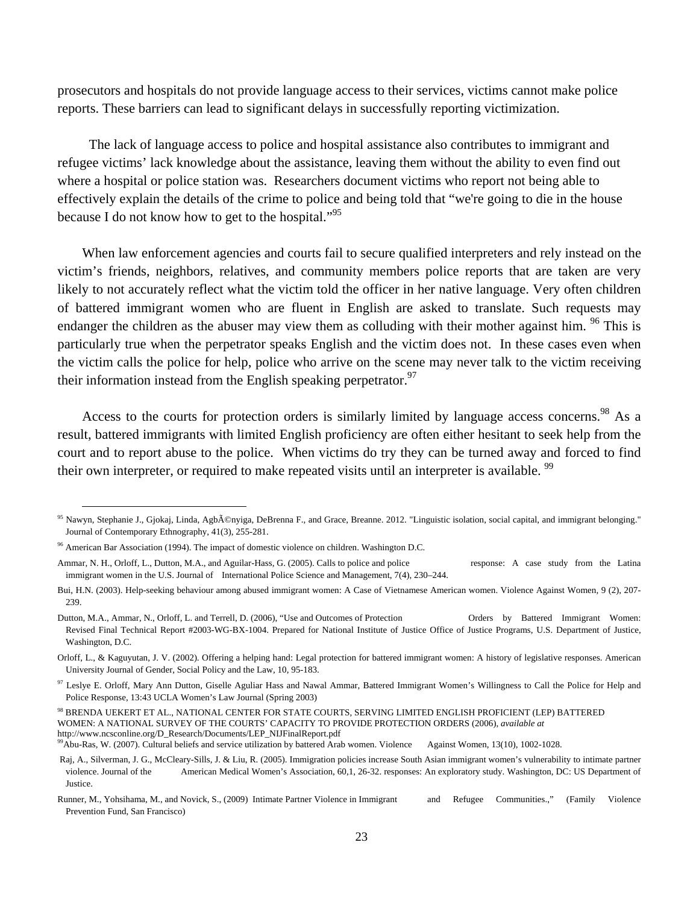prosecutors and hospitals do not provide language access to their services, victims cannot make police reports. These barriers can lead to significant delays in successfully reporting victimization.

The lack of language access to police and hospital assistance also contributes to immigrant and refugee victims' lack knowledge about the assistance, leaving them without the ability to even find out where a hospital or police station was. Researchers document victims who report not being able to effectively explain the details of the crime to police and being told that "we're going to die in the house because I do not know how to get to the hospital."[95]

When law enforcement agencies and courts fail to secure qualified interpreters and rely instead on the victim's friends, neighbors, relatives, and community members police reports that are taken are very likely to not accurately reflect what the victim told the officer in her native language. Very often children of battered immigrant women who are fluent in English are asked to translate. Such requests may endanger the children as the abuser may view them as colluding with their mother against him. [96] This is particularly true when the perpetrator speaks English and the victim does not. In these cases even when the victim calls the police for help, police who arrive on the scene may never talk to the victim receiving their information instead from the English speaking perpetrator.[97]

Access to the courts for protection orders is similarly limited by language access concerns.[98] As a result, battered immigrants with limited English proficiency are often either hesitant to seek help from the court and to report abuse to the police. When victims do try they can be turned away and forced to find their own interpreter, or required to make repeated visits until an interpreter is available. [99]

---

[95] Nawyn, Stephanie J., Gjokaj, Linda, AgbÃ©nyiga, DeBrenna F., and Grace, Breanne. 2012. "Linguistic isolation, social capital, and immigrant belonging." Journal of Contemporary Ethnography, 41(3), 255-281.

[96] American Bar Association (1994). The impact of domestic violence on children. Washington D.C.

Ammar, N. H., Orloff, L., Dutton, M.A., and Aguilar-Hass, G. (2005). Calls to police and police response: A case study from the Latina immigrant women in the U.S. Journal of International Police Science and Management, 7(4), 230–244.

Bui, H.N. (2003). Help-seeking behaviour among abused immigrant women: A Case of Vietnamese American women. Violence Against Women, 9 (2), 207-239.

Dutton, M.A., Ammar, N., Orloff, L. and Terrell, D. (2006), "Use and Outcomes of Protection Orders by Battered Immigrant Women: Revised Final Technical Report #2003-WG-BX-1004. Prepared for National Institute of Justice Office of Justice Programs, U.S. Department of Justice, Washington, D.C.

Orloff, L., & Kaguyutan, J. V. (2002). Offering a helping hand: Legal protection for battered immigrant women: A history of legislative responses. American University Journal of Gender, Social Policy and the Law, 10, 95-183.

[97] Leslye E. Orloff, Mary Ann Dutton, Giselle Aguliar Hass and Nawal Ammar, Battered Immigrant Women's Willingness to Call the Police for Help and Police Response, 13:43 UCLA Women's Law Journal (Spring 2003)

[98] BRENDA UEKERT ET AL., NATIONAL CENTER FOR STATE COURTS, SERVING LIMITED ENGLISH PROFICIENT (LEP) BATTERED WOMEN: A NATIONAL SURVEY OF THE COURTS' CAPACITY TO PROVIDE PROTECTION ORDERS (2006), *available at* http://www.ncsconline.org/D_Research/Documents/LEP_NIJFinalReport.pdf

[99] Abu-Ras, W. (2007). Cultural beliefs and service utilization by battered Arab women. Violence Against Women, 13(10), 1002-1028.

Raj, A., Silverman, J. G., McCleary-Sills, J. & Liu, R. (2005). Immigration policies increase South Asian immigrant women's vulnerability to intimate partner violence. Journal of the American Medical Women's Association, 60,1, 26-32. responses: An exploratory study. Washington, DC: US Department of Justice.

Runner, M., Yohsihama, M., and Novick, S., (2009) Intimate Partner Violence in Immigrant and Refugee Communities.," (Family Violence Prevention Fund, San Francisco)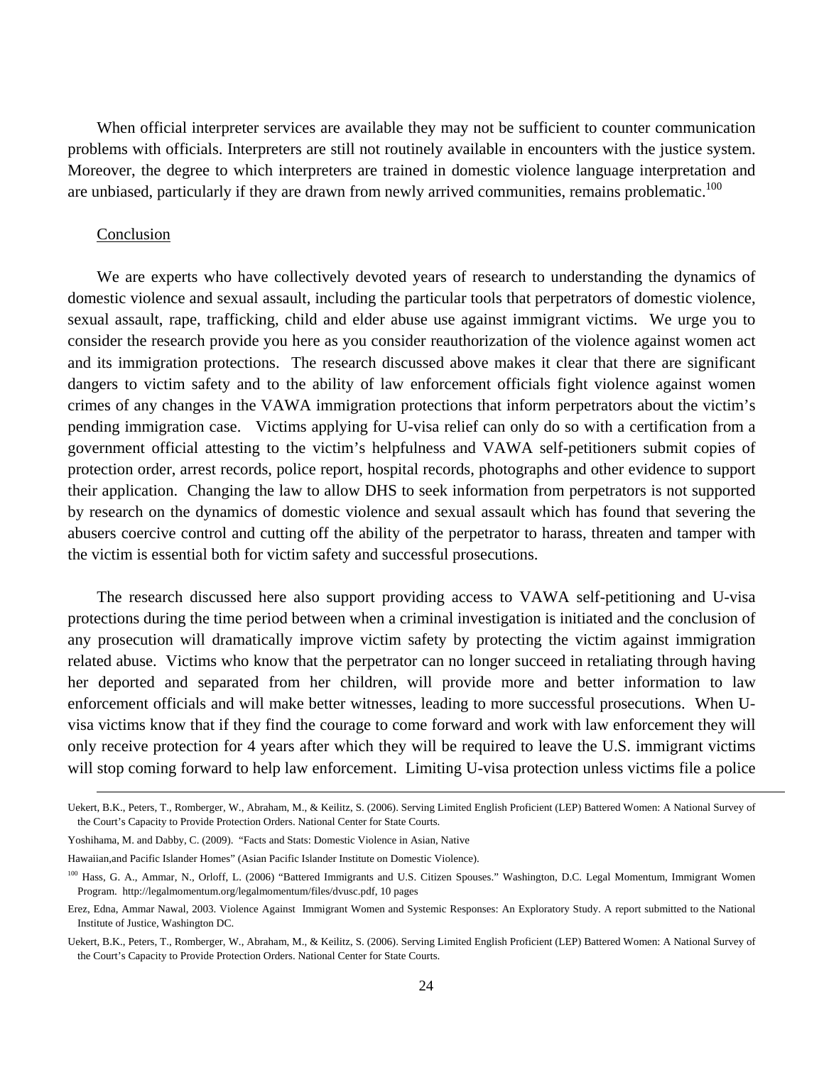When official interpreter services are available they may not be sufficient to counter communication problems with officials. Interpreters are still not routinely available in encounters with the justice system. Moreover, the degree to which interpreters are trained in domestic violence language interpretation and are unbiased, particularly if they are drawn from newly arrived communities, remains problematic.[100]

Conclusion

We are experts who have collectively devoted years of research to understanding the dynamics of domestic violence and sexual assault, including the particular tools that perpetrators of domestic violence, sexual assault, rape, trafficking, child and elder abuse use against immigrant victims. We urge you to consider the research provide you here as you consider reauthorization of the violence against women act and its immigration protections. The research discussed above makes it clear that there are significant dangers to victim safety and to the ability of law enforcement officials fight violence against women crimes of any changes in the VAWA immigration protections that inform perpetrators about the victim's pending immigration case. Victims applying for U-visa relief can only do so with a certification from a government official attesting to the victim's helpfulness and VAWA self-petitioners submit copies of protection order, arrest records, police report, hospital records, photographs and other evidence to support their application. Changing the law to allow DHS to seek information from perpetrators is not supported by research on the dynamics of domestic violence and sexual assault which has found that severing the abusers coercive control and cutting off the ability of the perpetrator to harass, threaten and tamper with the victim is essential both for victim safety and successful prosecutions.

The research discussed here also support providing access to VAWA self-petitioning and U-visa protections during the time period between when a criminal investigation is initiated and the conclusion of any prosecution will dramatically improve victim safety by protecting the victim against immigration related abuse. Victims who know that the perpetrator can no longer succeed in retaliating through having her deported and separated from her children, will provide more and better information to law enforcement officials and will make better witnesses, leading to more successful prosecutions. When U-visa victims know that if they find the courage to come forward and work with law enforcement they will only receive protection for 4 years after which they will be required to leave the U.S. immigrant victims will stop coming forward to help law enforcement. Limiting U-visa protection unless victims file a police

---

Uekert, B.K., Peters, T., Romberger, W., Abraham, M., & Keilitz, S. (2006). Serving Limited English Proficient (LEP) Battered Women: A National Survey of the Court's Capacity to Provide Protection Orders. National Center for State Courts.

Yoshihama, M. and Dabby, C. (2009). "Facts and Stats: Domestic Violence in Asian, Native

Hawaiian,and Pacific Islander Homes" (Asian Pacific Islander Institute on Domestic Violence).

[100] Hass, G. A., Ammar, N., Orloff, L. (2006) "Battered Immigrants and U.S. Citizen Spouses." Washington, D.C. Legal Momentum, Immigrant Women Program. http://legalmomentum.org/legalmomentum/files/dvusc.pdf, 10 pages

Erez, Edna, Ammar Nawal, 2003. Violence Against Immigrant Women and Systemic Responses: An Exploratory Study. A report submitted to the National Institute of Justice, Washington DC.

Uekert, B.K., Peters, T., Romberger, W., Abraham, M., & Keilitz, S. (2006). Serving Limited English Proficient (LEP) Battered Women: A National Survey of the Court's Capacity to Provide Protection Orders. National Center for State Courts.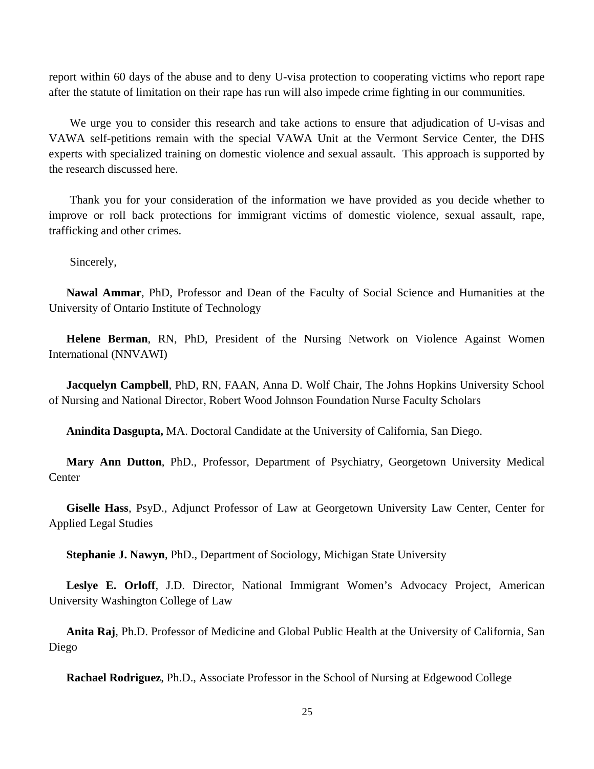report within 60 days of the abuse and to deny U-visa protection to cooperating victims who report rape after the statute of limitation on their rape has run will also impede crime fighting in our communities.

We urge you to consider this research and take actions to ensure that adjudication of U-visas and VAWA self-petitions remain with the special VAWA Unit at the Vermont Service Center, the DHS experts with specialized training on domestic violence and sexual assault. This approach is supported by the research discussed here.

Thank you for your consideration of the information we have provided as you decide whether to improve or roll back protections for immigrant victims of domestic violence, sexual assault, rape, trafficking and other crimes.

Sincerely,

**Nawal Ammar**, PhD, Professor and Dean of the Faculty of Social Science and Humanities at the University of Ontario Institute of Technology

**Helene Berman**, RN, PhD, President of the Nursing Network on Violence Against Women International (NNVAWI)

**Jacquelyn Campbell**, PhD, RN, FAAN, Anna D. Wolf Chair, The Johns Hopkins University School of Nursing and National Director, Robert Wood Johnson Foundation Nurse Faculty Scholars

**Anindita Dasgupta,** MA. Doctoral Candidate at the University of California, San Diego.

**Mary Ann Dutton**, PhD., Professor, Department of Psychiatry, Georgetown University Medical Center

**Giselle Hass**, PsyD., Adjunct Professor of Law at Georgetown University Law Center, Center for Applied Legal Studies

**Stephanie J. Nawyn**, PhD., Department of Sociology, Michigan State University

**Leslye E. Orloff**, J.D. Director, National Immigrant Women's Advocacy Project, American University Washington College of Law

**Anita Raj**, Ph.D. Professor of Medicine and Global Public Health at the University of California, San Diego

**Rachael Rodriguez**, Ph.D., Associate Professor in the School of Nursing at Edgewood College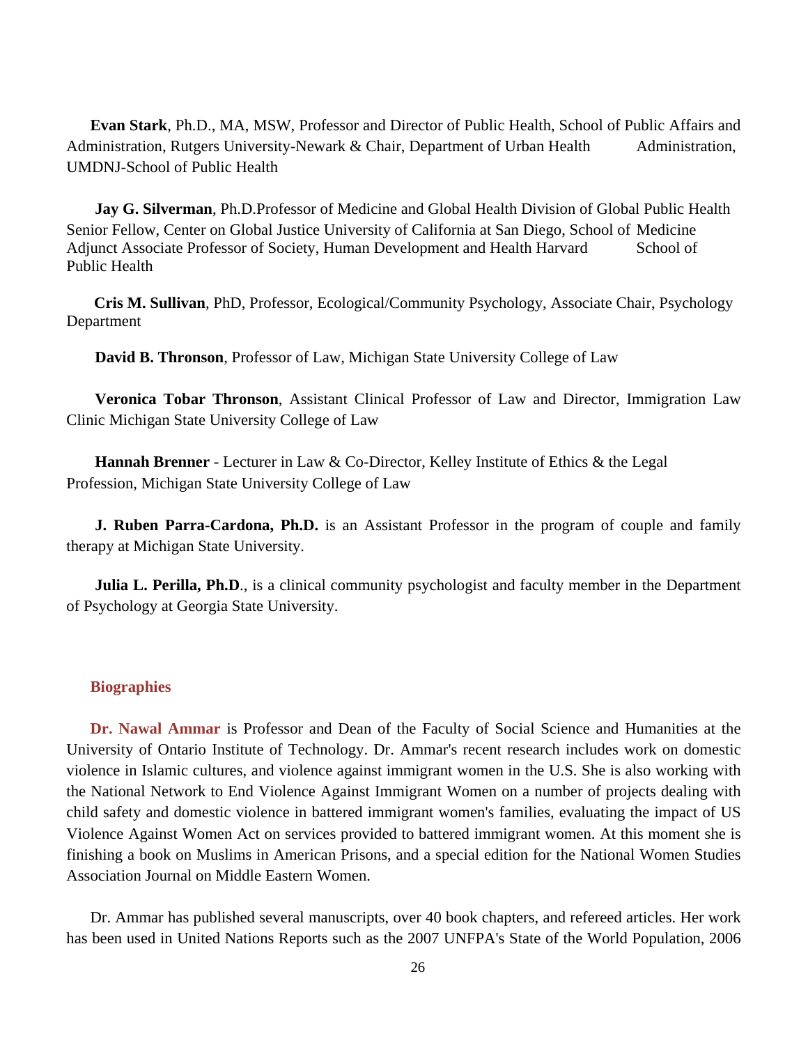**Evan Stark**, Ph.D., MA, MSW, Professor and Director of Public Health, School of Public Affairs and Administration, Rutgers University-Newark & Chair, Department of Urban Health Administration, UMDNJ-School of Public Health

**Jay G. Silverman**, Ph.D.Professor of Medicine and Global Health Division of Global Public Health Senior Fellow, Center on Global Justice University of California at San Diego, School of Medicine Adjunct Associate Professor of Society, Human Development and Health Harvard School of Public Health

**Cris M. Sullivan**, PhD, Professor, Ecological/Community Psychology, Associate Chair, Psychology Department

**David B. Thronson**, Professor of Law, Michigan State University College of Law

**Veronica Tobar Thronson**, Assistant Clinical Professor of Law and Director, Immigration Law Clinic Michigan State University College of Law

**Hannah Brenner** - Lecturer in Law & Co-Director, Kelley Institute of Ethics & the Legal Profession, Michigan State University College of Law

**J. Ruben Parra-Cardona, Ph.D.** is an Assistant Professor in the program of couple and family therapy at Michigan State University.

**Julia L. Perilla, Ph.D**., is a clinical community psychologist and faculty member in the Department of Psychology at Georgia State University.

## Biographies

**Dr. Nawal Ammar** is Professor and Dean of the Faculty of Social Science and Humanities at the University of Ontario Institute of Technology. Dr. Ammar's recent research includes work on domestic violence in Islamic cultures, and violence against immigrant women in the U.S. She is also working with the National Network to End Violence Against Immigrant Women on a number of projects dealing with child safety and domestic violence in battered immigrant women's families, evaluating the impact of US Violence Against Women Act on services provided to battered immigrant women. At this moment she is finishing a book on Muslims in American Prisons, and a special edition for the National Women Studies Association Journal on Middle Eastern Women.

Dr. Ammar has published several manuscripts, over 40 book chapters, and refereed articles. Her work has been used in United Nations Reports such as the 2007 UNFPA's State of the World Population, 2006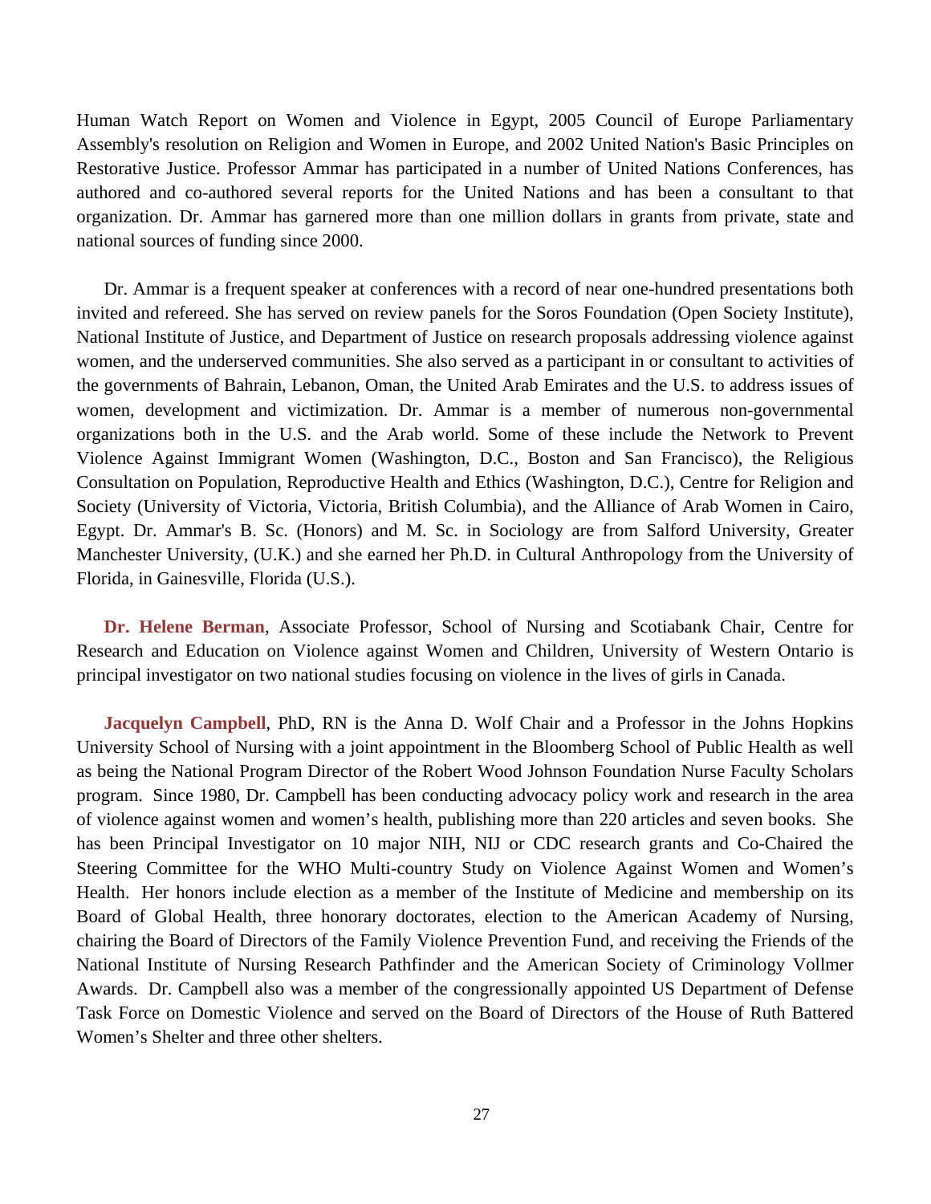Human Watch Report on Women and Violence in Egypt, 2005 Council of Europe Parliamentary Assembly's resolution on Religion and Women in Europe, and 2002 United Nation's Basic Principles on Restorative Justice. Professor Ammar has participated in a number of United Nations Conferences, has authored and co-authored several reports for the United Nations and has been a consultant to that organization. Dr. Ammar has garnered more than one million dollars in grants from private, state and national sources of funding since 2000.

Dr. Ammar is a frequent speaker at conferences with a record of near one-hundred presentations both invited and refereed. She has served on review panels for the Soros Foundation (Open Society Institute), National Institute of Justice, and Department of Justice on research proposals addressing violence against women, and the underserved communities. She also served as a participant in or consultant to activities of the governments of Bahrain, Lebanon, Oman, the United Arab Emirates and the U.S. to address issues of women, development and victimization. Dr. Ammar is a member of numerous non-governmental organizations both in the U.S. and the Arab world. Some of these include the Network to Prevent Violence Against Immigrant Women (Washington, D.C., Boston and San Francisco), the Religious Consultation on Population, Reproductive Health and Ethics (Washington, D.C.), Centre for Religion and Society (University of Victoria, Victoria, British Columbia), and the Alliance of Arab Women in Cairo, Egypt. Dr. Ammar's B. Sc. (Honors) and M. Sc. in Sociology are from Salford University, Greater Manchester University, (U.K.) and she earned her Ph.D. in Cultural Anthropology from the University of Florida, in Gainesville, Florida (U.S.).

**Dr. Helene Berman**, Associate Professor, School of Nursing and Scotiabank Chair, Centre for Research and Education on Violence against Women and Children, University of Western Ontario is principal investigator on two national studies focusing on violence in the lives of girls in Canada.

**Jacquelyn Campbell**, PhD, RN is the Anna D. Wolf Chair and a Professor in the Johns Hopkins University School of Nursing with a joint appointment in the Bloomberg School of Public Health as well as being the National Program Director of the Robert Wood Johnson Foundation Nurse Faculty Scholars program. Since 1980, Dr. Campbell has been conducting advocacy policy work and research in the area of violence against women and women's health, publishing more than 220 articles and seven books. She has been Principal Investigator on 10 major NIH, NIJ or CDC research grants and Co-Chaired the Steering Committee for the WHO Multi-country Study on Violence Against Women and Women's Health. Her honors include election as a member of the Institute of Medicine and membership on its Board of Global Health, three honorary doctorates, election to the American Academy of Nursing, chairing the Board of Directors of the Family Violence Prevention Fund, and receiving the Friends of the National Institute of Nursing Research Pathfinder and the American Society of Criminology Vollmer Awards. Dr. Campbell also was a member of the congressionally appointed US Department of Defense Task Force on Domestic Violence and served on the Board of Directors of the House of Ruth Battered Women's Shelter and three other shelters.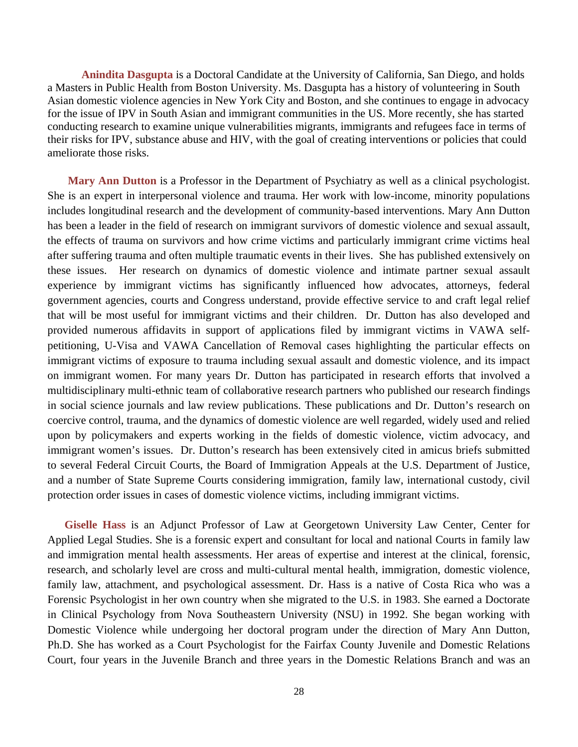**Anindita Dasgupta** is a Doctoral Candidate at the University of California, San Diego, and holds a Masters in Public Health from Boston University. Ms. Dasgupta has a history of volunteering in South Asian domestic violence agencies in New York City and Boston, and she continues to engage in advocacy for the issue of IPV in South Asian and immigrant communities in the US. More recently, she has started conducting research to examine unique vulnerabilities migrants, immigrants and refugees face in terms of their risks for IPV, substance abuse and HIV, with the goal of creating interventions or policies that could ameliorate those risks.

**Mary Ann Dutton** is a Professor in the Department of Psychiatry as well as a clinical psychologist. She is an expert in interpersonal violence and trauma. Her work with low-income, minority populations includes longitudinal research and the development of community-based interventions. Mary Ann Dutton has been a leader in the field of research on immigrant survivors of domestic violence and sexual assault, the effects of trauma on survivors and how crime victims and particularly immigrant crime victims heal after suffering trauma and often multiple traumatic events in their lives. She has published extensively on these issues. Her research on dynamics of domestic violence and intimate partner sexual assault experience by immigrant victims has significantly influenced how advocates, attorneys, federal government agencies, courts and Congress understand, provide effective service to and craft legal relief that will be most useful for immigrant victims and their children. Dr. Dutton has also developed and provided numerous affidavits in support of applications filed by immigrant victims in VAWA self-petitioning, U-Visa and VAWA Cancellation of Removal cases highlighting the particular effects on immigrant victims of exposure to trauma including sexual assault and domestic violence, and its impact on immigrant women. For many years Dr. Dutton has participated in research efforts that involved a multidisciplinary multi-ethnic team of collaborative research partners who published our research findings in social science journals and law review publications. These publications and Dr. Dutton's research on coercive control, trauma, and the dynamics of domestic violence are well regarded, widely used and relied upon by policymakers and experts working in the fields of domestic violence, victim advocacy, and immigrant women's issues. Dr. Dutton's research has been extensively cited in amicus briefs submitted to several Federal Circuit Courts, the Board of Immigration Appeals at the U.S. Department of Justice, and a number of State Supreme Courts considering immigration, family law, international custody, civil protection order issues in cases of domestic violence victims, including immigrant victims.

**Giselle Hass** is an Adjunct Professor of Law at Georgetown University Law Center, Center for Applied Legal Studies. She is a forensic expert and consultant for local and national Courts in family law and immigration mental health assessments. Her areas of expertise and interest at the clinical, forensic, research, and scholarly level are cross and multi-cultural mental health, immigration, domestic violence, family law, attachment, and psychological assessment. Dr. Hass is a native of Costa Rica who was a Forensic Psychologist in her own country when she migrated to the U.S. in 1983. She earned a Doctorate in Clinical Psychology from Nova Southeastern University (NSU) in 1992. She began working with Domestic Violence while undergoing her doctoral program under the direction of Mary Ann Dutton, Ph.D. She has worked as a Court Psychologist for the Fairfax County Juvenile and Domestic Relations Court, four years in the Juvenile Branch and three years in the Domestic Relations Branch and was an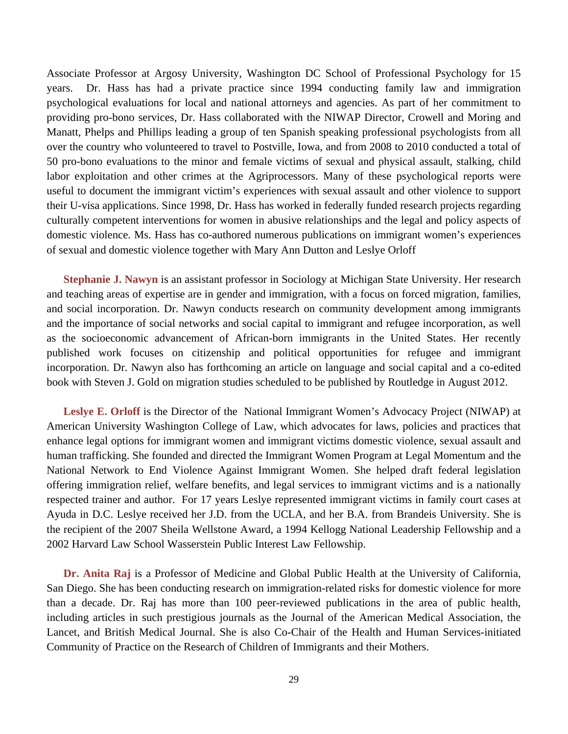Associate Professor at Argosy University, Washington DC School of Professional Psychology for 15 years. Dr. Hass has had a private practice since 1994 conducting family law and immigration psychological evaluations for local and national attorneys and agencies. As part of her commitment to providing pro-bono services, Dr. Hass collaborated with the NIWAP Director, Crowell and Moring and Manatt, Phelps and Phillips leading a group of ten Spanish speaking professional psychologists from all over the country who volunteered to travel to Postville, Iowa, and from 2008 to 2010 conducted a total of 50 pro-bono evaluations to the minor and female victims of sexual and physical assault, stalking, child labor exploitation and other crimes at the Agriprocessors. Many of these psychological reports were useful to document the immigrant victim's experiences with sexual assault and other violence to support their U-visa applications. Since 1998, Dr. Hass has worked in federally funded research projects regarding culturally competent interventions for women in abusive relationships and the legal and policy aspects of domestic violence. Ms. Hass has co-authored numerous publications on immigrant women's experiences of sexual and domestic violence together with Mary Ann Dutton and Leslye Orloff

**Stephanie J. Nawyn** is an assistant professor in Sociology at Michigan State University. Her research and teaching areas of expertise are in gender and immigration, with a focus on forced migration, families, and social incorporation. Dr. Nawyn conducts research on community development among immigrants and the importance of social networks and social capital to immigrant and refugee incorporation, as well as the socioeconomic advancement of African-born immigrants in the United States. Her recently published work focuses on citizenship and political opportunities for refugee and immigrant incorporation. Dr. Nawyn also has forthcoming an article on language and social capital and a co-edited book with Steven J. Gold on migration studies scheduled to be published by Routledge in August 2012.

**Leslye E. Orloff** is the Director of the National Immigrant Women's Advocacy Project (NIWAP) at American University Washington College of Law, which advocates for laws, policies and practices that enhance legal options for immigrant women and immigrant victims domestic violence, sexual assault and human trafficking. She founded and directed the Immigrant Women Program at Legal Momentum and the National Network to End Violence Against Immigrant Women. She helped draft federal legislation offering immigration relief, welfare benefits, and legal services to immigrant victims and is a nationally respected trainer and author. For 17 years Leslye represented immigrant victims in family court cases at Ayuda in D.C. Leslye received her J.D. from the UCLA, and her B.A. from Brandeis University. She is the recipient of the 2007 Sheila Wellstone Award, a 1994 Kellogg National Leadership Fellowship and a 2002 Harvard Law School Wasserstein Public Interest Law Fellowship.

**Dr. Anita Raj** is a Professor of Medicine and Global Public Health at the University of California, San Diego. She has been conducting research on immigration-related risks for domestic violence for more than a decade. Dr. Raj has more than 100 peer-reviewed publications in the area of public health, including articles in such prestigious journals as the Journal of the American Medical Association, the Lancet, and British Medical Journal. She is also Co-Chair of the Health and Human Services-initiated Community of Practice on the Research of Children of Immigrants and their Mothers.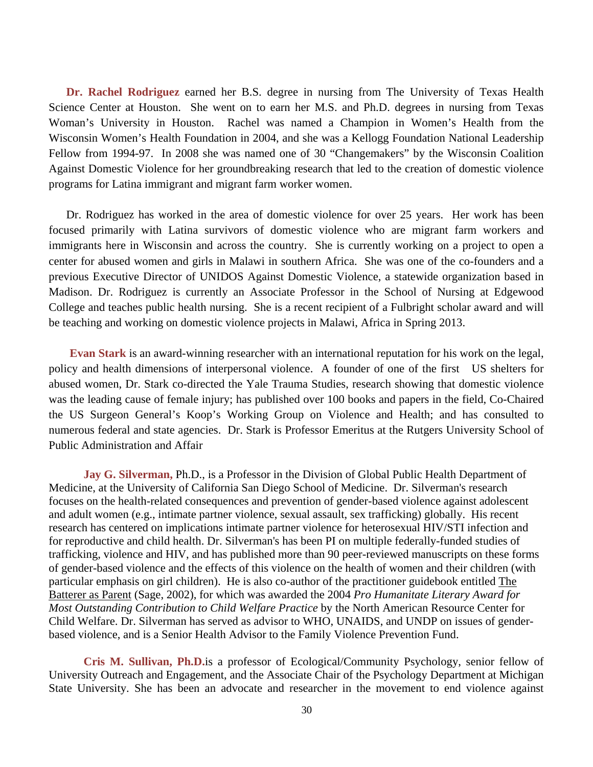**Dr. Rachel Rodriguez** earned her B.S. degree in nursing from The University of Texas Health Science Center at Houston. She went on to earn her M.S. and Ph.D. degrees in nursing from Texas Woman's University in Houston. Rachel was named a Champion in Women's Health from the Wisconsin Women's Health Foundation in 2004, and she was a Kellogg Foundation National Leadership Fellow from 1994-97. In 2008 she was named one of 30 "Changemakers" by the Wisconsin Coalition Against Domestic Violence for her groundbreaking research that led to the creation of domestic violence programs for Latina immigrant and migrant farm worker women.

Dr. Rodriguez has worked in the area of domestic violence for over 25 years. Her work has been focused primarily with Latina survivors of domestic violence who are migrant farm workers and immigrants here in Wisconsin and across the country. She is currently working on a project to open a center for abused women and girls in Malawi in southern Africa. She was one of the co-founders and a previous Executive Director of UNIDOS Against Domestic Violence, a statewide organization based in Madison. Dr. Rodriguez is currently an Associate Professor in the School of Nursing at Edgewood College and teaches public health nursing. She is a recent recipient of a Fulbright scholar award and will be teaching and working on domestic violence projects in Malawi, Africa in Spring 2013.

**Evan Stark** is an award-winning researcher with an international reputation for his work on the legal, policy and health dimensions of interpersonal violence. A founder of one of the first US shelters for abused women, Dr. Stark co-directed the Yale Trauma Studies, research showing that domestic violence was the leading cause of female injury; has published over 100 books and papers in the field, Co-Chaired the US Surgeon General's Koop's Working Group on Violence and Health; and has consulted to numerous federal and state agencies. Dr. Stark is Professor Emeritus at the Rutgers University School of Public Administration and Affair

**Jay G. Silverman,** Ph.D., is a Professor in the Division of Global Public Health Department of Medicine, at the University of California San Diego School of Medicine. Dr. Silverman's research focuses on the health-related consequences and prevention of gender-based violence against adolescent and adult women (e.g., intimate partner violence, sexual assault, sex trafficking) globally. His recent research has centered on implications intimate partner violence for heterosexual HIV/STI infection and for reproductive and child health. Dr. Silverman's has been PI on multiple federally-funded studies of trafficking, violence and HIV, and has published more than 90 peer-reviewed manuscripts on these forms of gender-based violence and the effects of this violence on the health of women and their children (with particular emphasis on girl children). He is also co-author of the practitioner guidebook entitled The Batterer as Parent (Sage, 2002), for which was awarded the 2004 *Pro Humanitate Literary Award for Most Outstanding Contribution to Child Welfare Practice* by the North American Resource Center for Child Welfare. Dr. Silverman has served as advisor to WHO, UNAIDS, and UNDP on issues of gender-based violence, and is a Senior Health Advisor to the Family Violence Prevention Fund.

**Cris M. Sullivan, Ph.D.** is a professor of Ecological/Community Psychology, senior fellow of University Outreach and Engagement, and the Associate Chair of the Psychology Department at Michigan State University. She has been an advocate and researcher in the movement to end violence against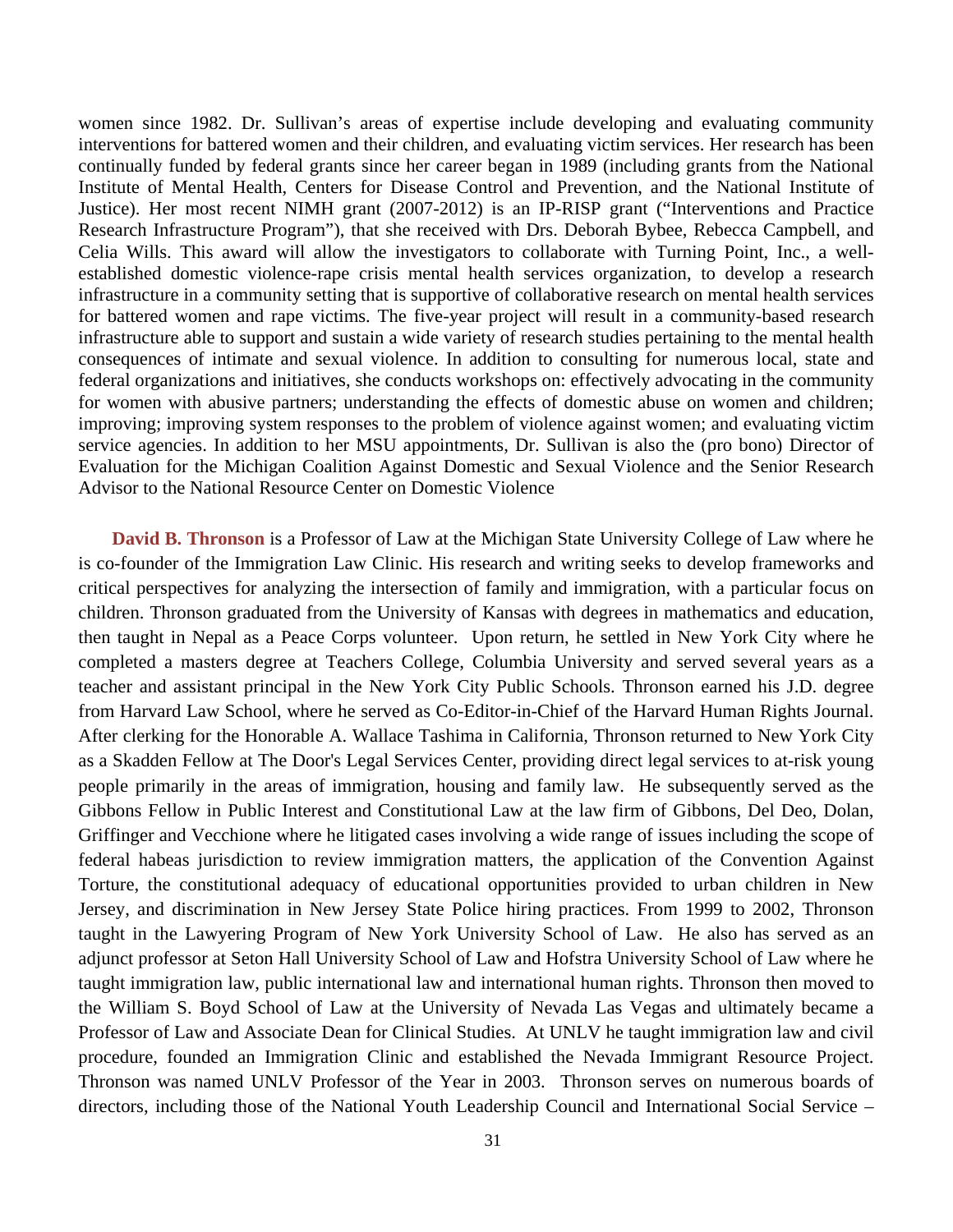women since 1982. Dr. Sullivan's areas of expertise include developing and evaluating community interventions for battered women and their children, and evaluating victim services. Her research has been continually funded by federal grants since her career began in 1989 (including grants from the National Institute of Mental Health, Centers for Disease Control and Prevention, and the National Institute of Justice). Her most recent NIMH grant (2007-2012) is an IP-RISP grant ("Interventions and Practice Research Infrastructure Program"), that she received with Drs. Deborah Bybee, Rebecca Campbell, and Celia Wills. This award will allow the investigators to collaborate with Turning Point, Inc., a well-established domestic violence-rape crisis mental health services organization, to develop a research infrastructure in a community setting that is supportive of collaborative research on mental health services for battered women and rape victims. The five-year project will result in a community-based research infrastructure able to support and sustain a wide variety of research studies pertaining to the mental health consequences of intimate and sexual violence. In addition to consulting for numerous local, state and federal organizations and initiatives, she conducts workshops on: effectively advocating in the community for women with abusive partners; understanding the effects of domestic abuse on women and children; improving; improving system responses to the problem of violence against women; and evaluating victim service agencies. In addition to her MSU appointments, Dr. Sullivan is also the (pro bono) Director of Evaluation for the Michigan Coalition Against Domestic and Sexual Violence and the Senior Research Advisor to the National Resource Center on Domestic Violence

**David B. Thronson** is a Professor of Law at the Michigan State University College of Law where he is co-founder of the Immigration Law Clinic. His research and writing seeks to develop frameworks and critical perspectives for analyzing the intersection of family and immigration, with a particular focus on children. Thronson graduated from the University of Kansas with degrees in mathematics and education, then taught in Nepal as a Peace Corps volunteer. Upon return, he settled in New York City where he completed a masters degree at Teachers College, Columbia University and served several years as a teacher and assistant principal in the New York City Public Schools. Thronson earned his J.D. degree from Harvard Law School, where he served as Co-Editor-in-Chief of the Harvard Human Rights Journal. After clerking for the Honorable A. Wallace Tashima in California, Thronson returned to New York City as a Skadden Fellow at The Door's Legal Services Center, providing direct legal services to at-risk young people primarily in the areas of immigration, housing and family law. He subsequently served as the Gibbons Fellow in Public Interest and Constitutional Law at the law firm of Gibbons, Del Deo, Dolan, Griffinger and Vecchione where he litigated cases involving a wide range of issues including the scope of federal habeas jurisdiction to review immigration matters, the application of the Convention Against Torture, the constitutional adequacy of educational opportunities provided to urban children in New Jersey, and discrimination in New Jersey State Police hiring practices. From 1999 to 2002, Thronson taught in the Lawyering Program of New York University School of Law. He also has served as an adjunct professor at Seton Hall University School of Law and Hofstra University School of Law where he taught immigration law, public international law and international human rights. Thronson then moved to the William S. Boyd School of Law at the University of Nevada Las Vegas and ultimately became a Professor of Law and Associate Dean for Clinical Studies. At UNLV he taught immigration law and civil procedure, founded an Immigration Clinic and established the Nevada Immigrant Resource Project. Thronson was named UNLV Professor of the Year in 2003. Thronson serves on numerous boards of directors, including those of the National Youth Leadership Council and International Social Service –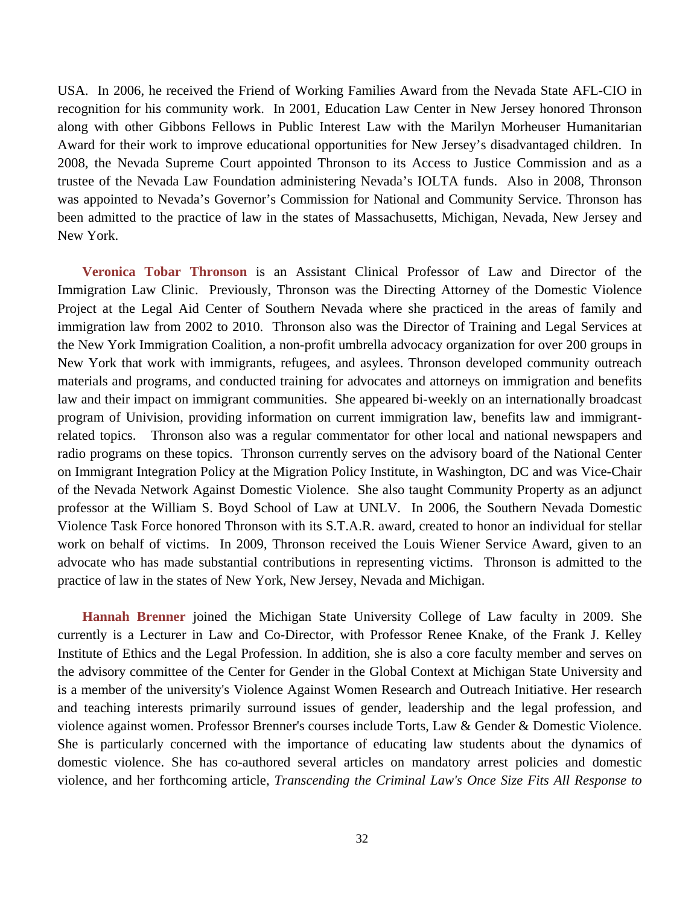USA. In 2006, he received the Friend of Working Families Award from the Nevada State AFL-CIO in recognition for his community work. In 2001, Education Law Center in New Jersey honored Thronson along with other Gibbons Fellows in Public Interest Law with the Marilyn Morheuser Humanitarian Award for their work to improve educational opportunities for New Jersey's disadvantaged children. In 2008, the Nevada Supreme Court appointed Thronson to its Access to Justice Commission and as a trustee of the Nevada Law Foundation administering Nevada's IOLTA funds. Also in 2008, Thronson was appointed to Nevada's Governor's Commission for National and Community Service. Thronson has been admitted to the practice of law in the states of Massachusetts, Michigan, Nevada, New Jersey and New York.

**Veronica Tobar Thronson** is an Assistant Clinical Professor of Law and Director of the Immigration Law Clinic. Previously, Thronson was the Directing Attorney of the Domestic Violence Project at the Legal Aid Center of Southern Nevada where she practiced in the areas of family and immigration law from 2002 to 2010. Thronson also was the Director of Training and Legal Services at the New York Immigration Coalition, a non-profit umbrella advocacy organization for over 200 groups in New York that work with immigrants, refugees, and asylees. Thronson developed community outreach materials and programs, and conducted training for advocates and attorneys on immigration and benefits law and their impact on immigrant communities. She appeared bi-weekly on an internationally broadcast program of Univision, providing information on current immigration law, benefits law and immigrant-related topics. Thronson also was a regular commentator for other local and national newspapers and radio programs on these topics. Thronson currently serves on the advisory board of the National Center on Immigrant Integration Policy at the Migration Policy Institute, in Washington, DC and was Vice-Chair of the Nevada Network Against Domestic Violence. She also taught Community Property as an adjunct professor at the William S. Boyd School of Law at UNLV. In 2006, the Southern Nevada Domestic Violence Task Force honored Thronson with its S.T.A.R. award, created to honor an individual for stellar work on behalf of victims. In 2009, Thronson received the Louis Wiener Service Award, given to an advocate who has made substantial contributions in representing victims. Thronson is admitted to the practice of law in the states of New York, New Jersey, Nevada and Michigan.

**Hannah Brenner** joined the Michigan State University College of Law faculty in 2009. She currently is a Lecturer in Law and Co-Director, with Professor Renee Knake, of the Frank J. Kelley Institute of Ethics and the Legal Profession. In addition, she is also a core faculty member and serves on the advisory committee of the Center for Gender in the Global Context at Michigan State University and is a member of the university's Violence Against Women Research and Outreach Initiative. Her research and teaching interests primarily surround issues of gender, leadership and the legal profession, and violence against women. Professor Brenner's courses include Torts, Law & Gender & Domestic Violence. She is particularly concerned with the importance of educating law students about the dynamics of domestic violence. She has co-authored several articles on mandatory arrest policies and domestic violence, and her forthcoming article, *Transcending the Criminal Law's Once Size Fits All Response to*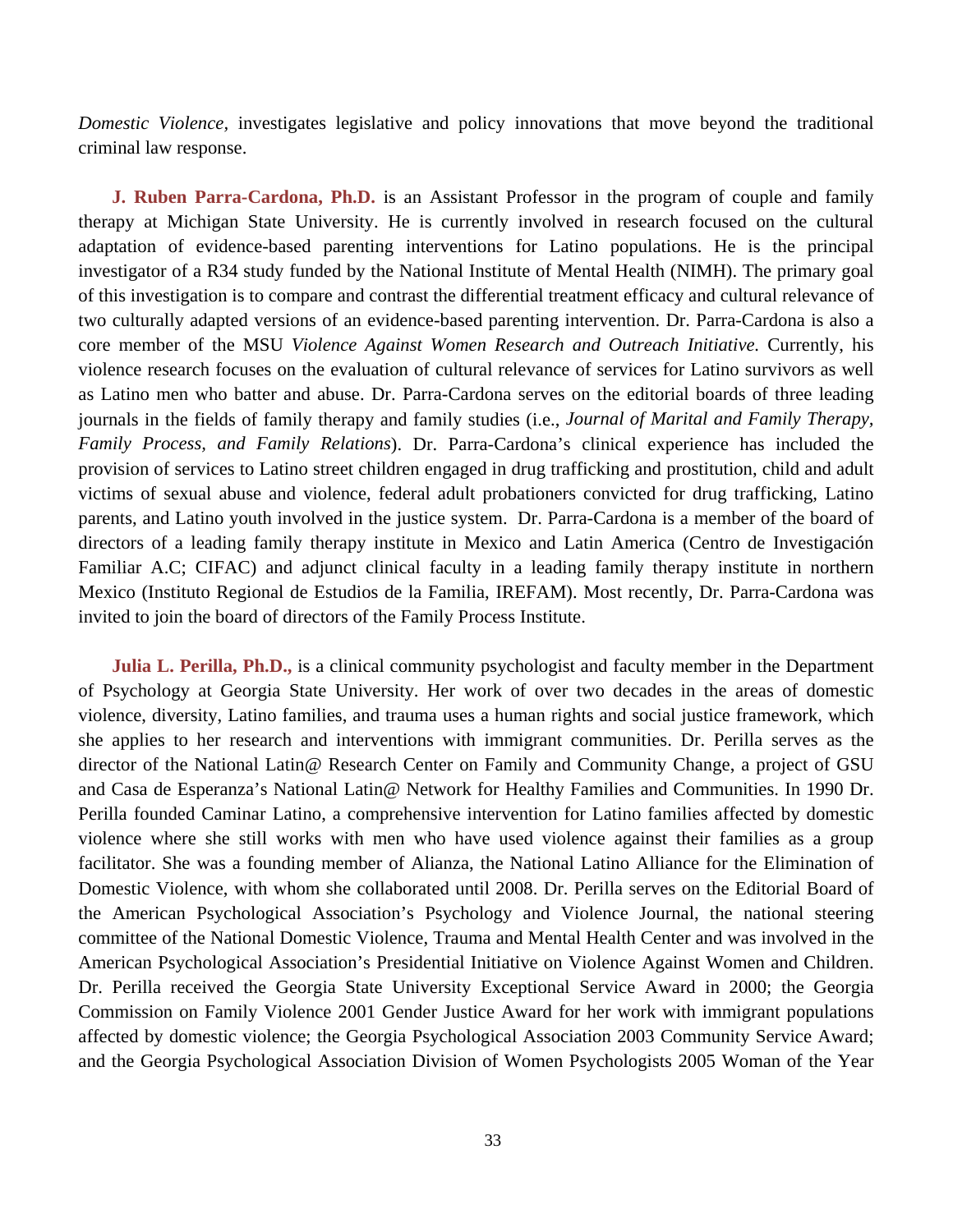*Domestic Violence,* investigates legislative and policy innovations that move beyond the traditional criminal law response.

**J. Ruben Parra-Cardona, Ph.D.** is an Assistant Professor in the program of couple and family therapy at Michigan State University. He is currently involved in research focused on the cultural adaptation of evidence-based parenting interventions for Latino populations. He is the principal investigator of a R34 study funded by the National Institute of Mental Health (NIMH). The primary goal of this investigation is to compare and contrast the differential treatment efficacy and cultural relevance of two culturally adapted versions of an evidence-based parenting intervention. Dr. Parra-Cardona is also a core member of the MSU *Violence Against Women Research and Outreach Initiative.* Currently, his violence research focuses on the evaluation of cultural relevance of services for Latino survivors as well as Latino men who batter and abuse. Dr. Parra-Cardona serves on the editorial boards of three leading journals in the fields of family therapy and family studies (i.e., *Journal of Marital and Family Therapy, Family Process, and Family Relations*). Dr. Parra-Cardona's clinical experience has included the provision of services to Latino street children engaged in drug trafficking and prostitution, child and adult victims of sexual abuse and violence, federal adult probationers convicted for drug trafficking, Latino parents, and Latino youth involved in the justice system. Dr. Parra-Cardona is a member of the board of directors of a leading family therapy institute in Mexico and Latin America (Centro de Investigación Familiar A.C; CIFAC) and adjunct clinical faculty in a leading family therapy institute in northern Mexico (Instituto Regional de Estudios de la Familia, IREFAM). Most recently, Dr. Parra-Cardona was invited to join the board of directors of the Family Process Institute.

**Julia L. Perilla, Ph.D.,** is a clinical community psychologist and faculty member in the Department of Psychology at Georgia State University. Her work of over two decades in the areas of domestic violence, diversity, Latino families, and trauma uses a human rights and social justice framework, which she applies to her research and interventions with immigrant communities. Dr. Perilla serves as the director of the National Latin@ Research Center on Family and Community Change, a project of GSU and Casa de Esperanza's National Latin@ Network for Healthy Families and Communities. In 1990 Dr. Perilla founded Caminar Latino, a comprehensive intervention for Latino families affected by domestic violence where she still works with men who have used violence against their families as a group facilitator. She was a founding member of Alianza, the National Latino Alliance for the Elimination of Domestic Violence, with whom she collaborated until 2008. Dr. Perilla serves on the Editorial Board of the American Psychological Association's Psychology and Violence Journal, the national steering committee of the National Domestic Violence, Trauma and Mental Health Center and was involved in the American Psychological Association's Presidential Initiative on Violence Against Women and Children. Dr. Perilla received the Georgia State University Exceptional Service Award in 2000; the Georgia Commission on Family Violence 2001 Gender Justice Award for her work with immigrant populations affected by domestic violence; the Georgia Psychological Association 2003 Community Service Award; and the Georgia Psychological Association Division of Women Psychologists 2005 Woman of the Year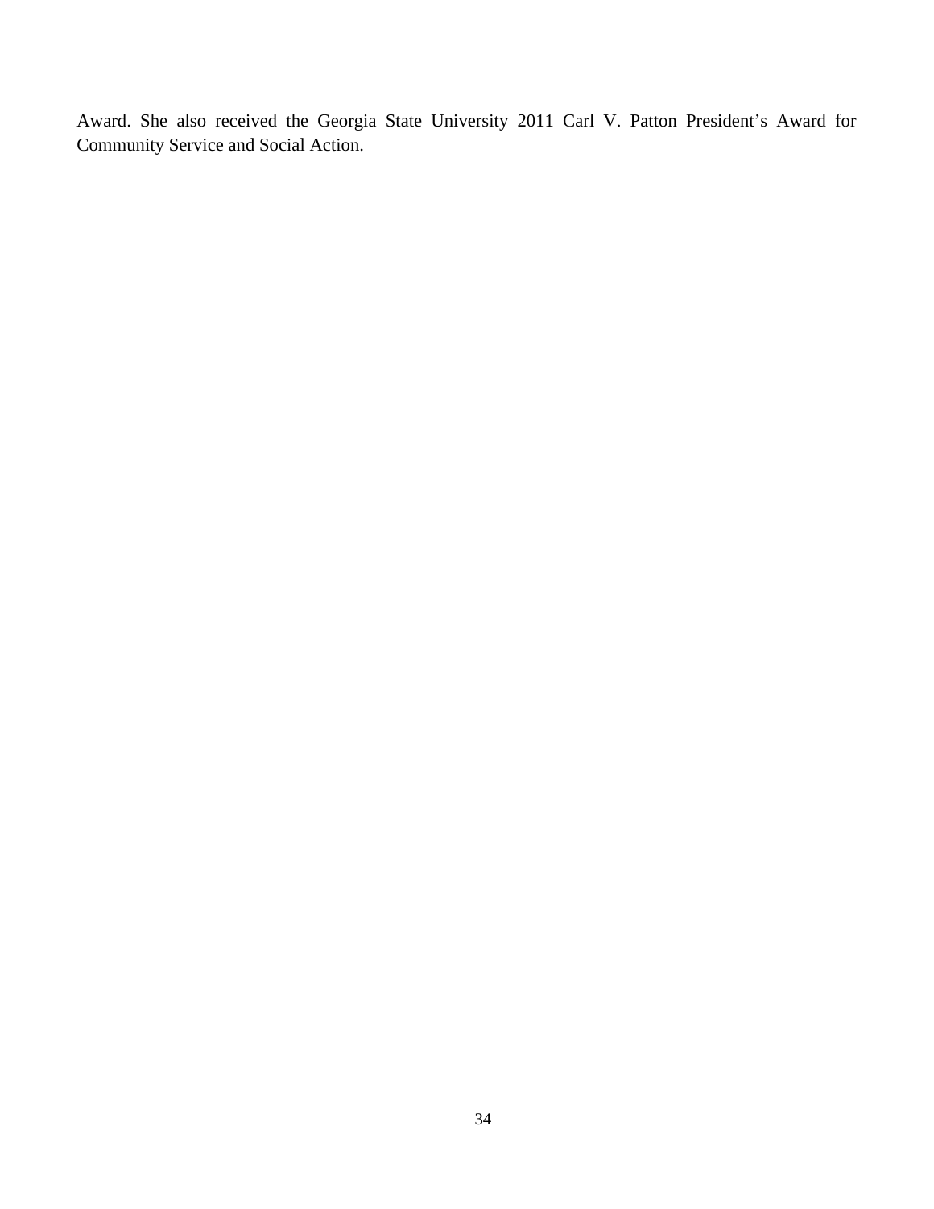Award. She also received the Georgia State University 2011 Carl V. Patton President's Award for Community Service and Social Action.